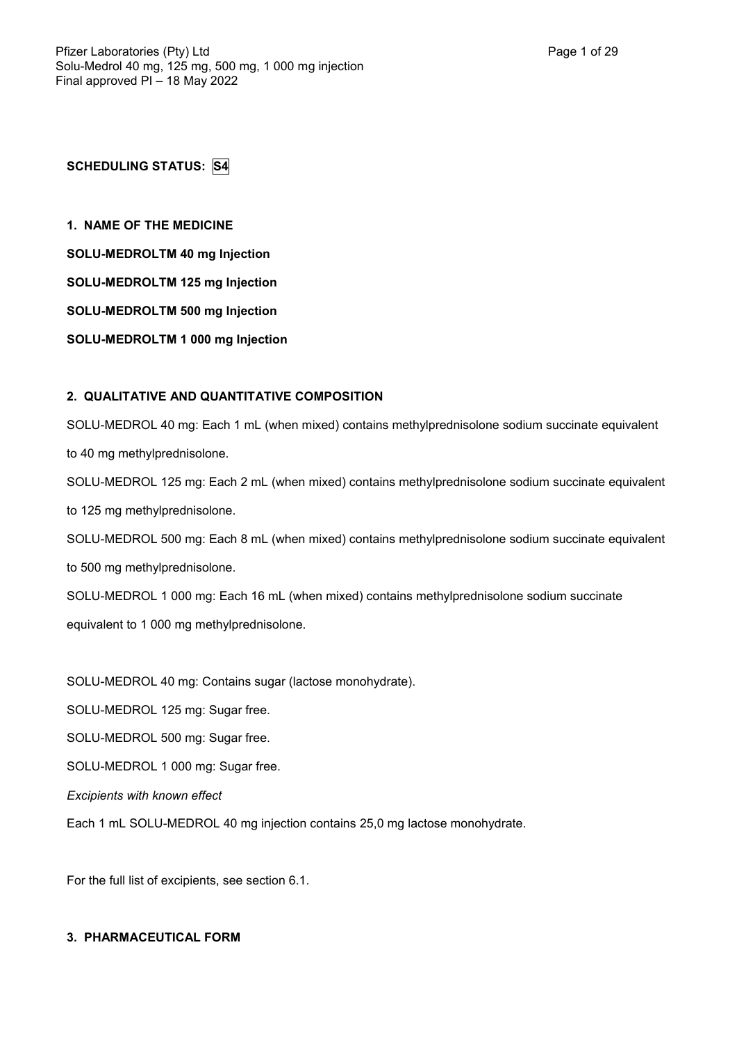**SCHEDULING STATUS: S4**

## 1. NAME OF THE MEDICINE

**SOLU-MEDROLTM 40 mg Injection**

**SOLU-MEDROLTM 125 mg Injection**

**SOLU-MEDROLTM 500 mg Injection**

**SOLU-MEDROLTM 1 000 mg Injection**

## 2. QUALITATIVE AND QUANTITATIVE COMPOSITION

SOLU-MEDROL 40 mg: Each 1 mL (when mixed) contains methylprednisolone sodium succinate equivalent to 40 mg methylprednisolone.

SOLU-MEDROL 125 mg: Each 2 mL (when mixed) contains methylprednisolone sodium succinate equivalent to 125 mg methylprednisolone.

SOLU-MEDROL 500 mg: Each 8 mL (when mixed) contains methylprednisolone sodium succinate equivalent to 500 mg methylprednisolone.

SOLU-MEDROL 1 000 mg: Each 16 mL (when mixed) contains methylprednisolone sodium succinate equivalent to 1 000 mg methylprednisolone.

SOLU-MEDROL 40 mg: Contains sugar (lactose monohydrate).

SOLU-MEDROL 125 mg: Sugar free.

SOLU-MEDROL 500 mg: Sugar free.

SOLU-MEDROL 1 000 mg: Sugar free.

*Excipients with known effect*

Each 1 mL SOLU-MEDROL 40 mg injection contains 25,0 mg lactose monohydrate.

For the full list of excipients, see section 6.1.

## 3. PHARMACEUTICAL FORM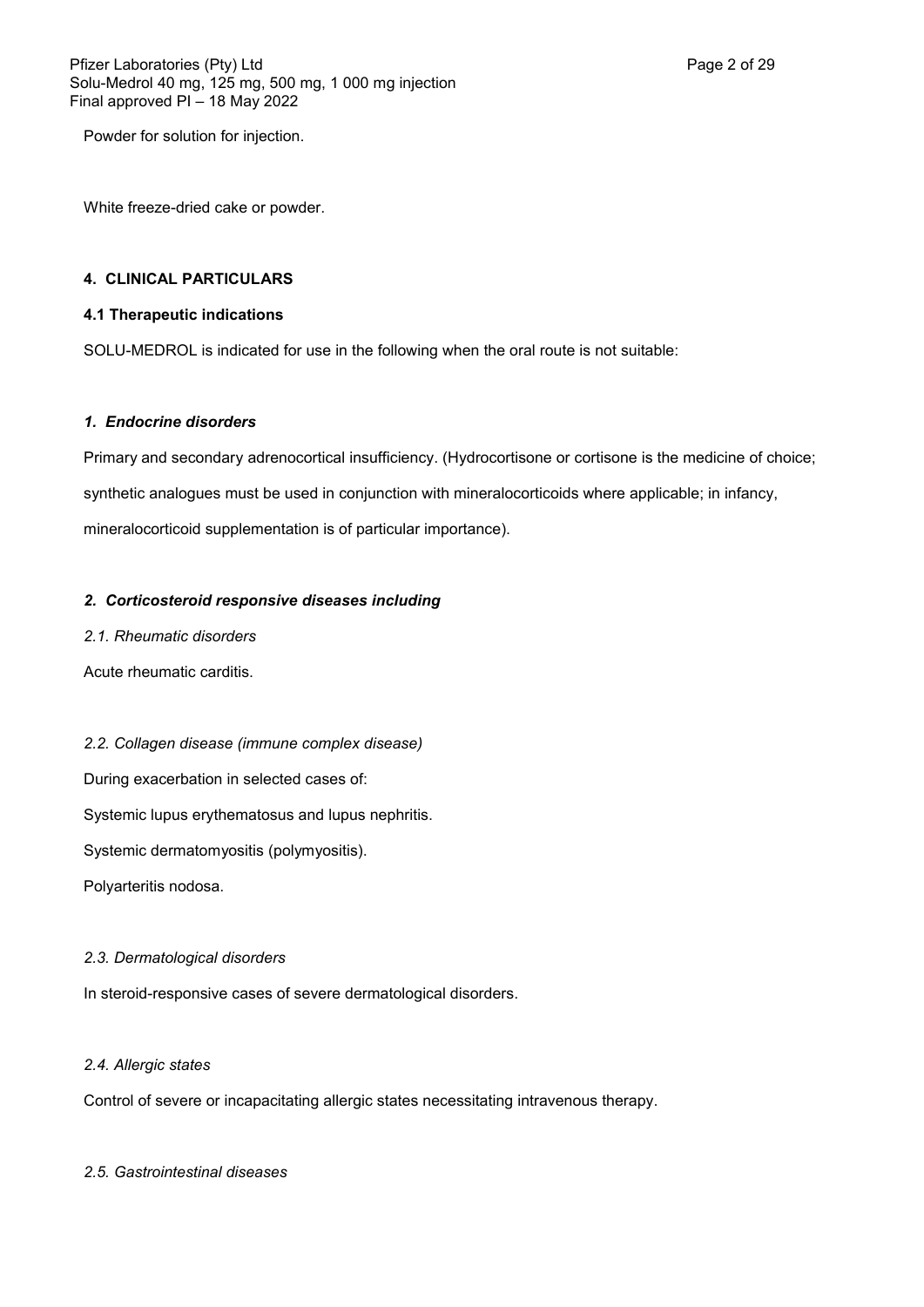Powder for solution for injection.

White freeze-dried cake or powder.

## 4. CLINICAL PARTICULARS

### 4.1 Therapeutic indications

SOLU-MEDROL is indicated for use in the following when the oral route is not suitable:

#### *1. Endocrine disorders*

Primary and secondary adrenocortical insufficiency. (Hydrocortisone or cortisone is the medicine of choice; synthetic analogues must be used in conjunction with mineralocorticoids where applicable; in infancy, mineralocorticoid supplementation is of particular importance).

#### *2. Corticosteroid responsive diseases including*

*2.1. Rheumatic disorders*

Acute rheumatic carditis.

*2.2. Collagen disease (immune complex disease)*

During exacerbation in selected cases of:

Systemic lupus erythematosus and lupus nephritis.

Systemic dermatomyositis (polymyositis).

Polyarteritis nodosa.

*2.3. Dermatological disorders*

In steroid-responsive cases of severe dermatological disorders.

*2.4. Allergic states*

Control of severe or incapacitating allergic states necessitating intravenous therapy.

*2.5. Gastrointestinal diseases*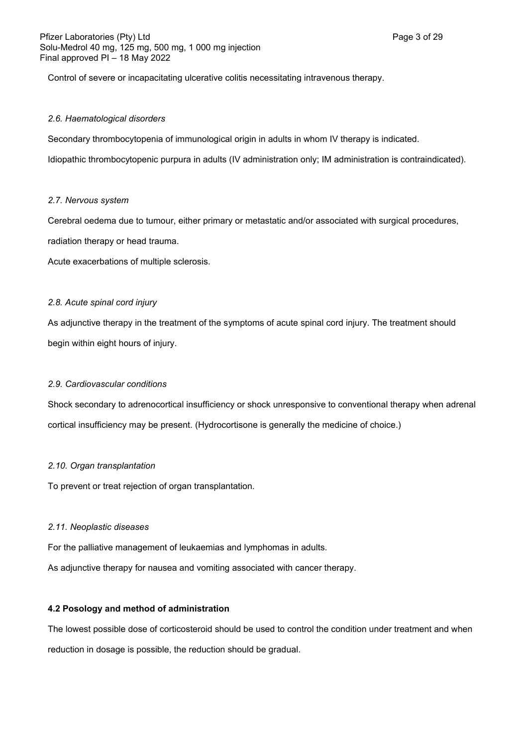Control of severe or incapacitating ulcerative colitis necessitating intravenous therapy.

*2.6. Haematological disorders*

Secondary thrombocytopenia of immunological origin in adults in whom IV therapy is indicated.

Idiopathic thrombocytopenic purpura in adults (IV administration only; IM administration is contraindicated).

*2.7. Nervous system*

Cerebral oedema due to tumour, either primary or metastatic and/or associated with surgical procedures, radiation therapy or head trauma.

Acute exacerbations of multiple sclerosis.

*2.8. Acute spinal cord injury*

As adjunctive therapy in the treatment of the symptoms of acute spinal cord injury. The treatment should begin within eight hours of injury.

*2.9. Cardiovascular conditions*

Shock secondary to adrenocortical insufficiency or shock unresponsive to conventional therapy when adrenal cortical insufficiency may be present. (Hydrocortisone is generally the medicine of choice.)

*2.10. Organ transplantation*

To prevent or treat rejection of organ transplantation.

*2.11. Neoplastic diseases*

For the palliative management of leukaemias and lymphomas in adults.

As adjunctive therapy for nausea and vomiting associated with cancer therapy.

**4.2 Posology and method of administration**

The lowest possible dose of corticosteroid should be used to control the condition under treatment and when reduction in dosage is possible, the reduction should be gradual.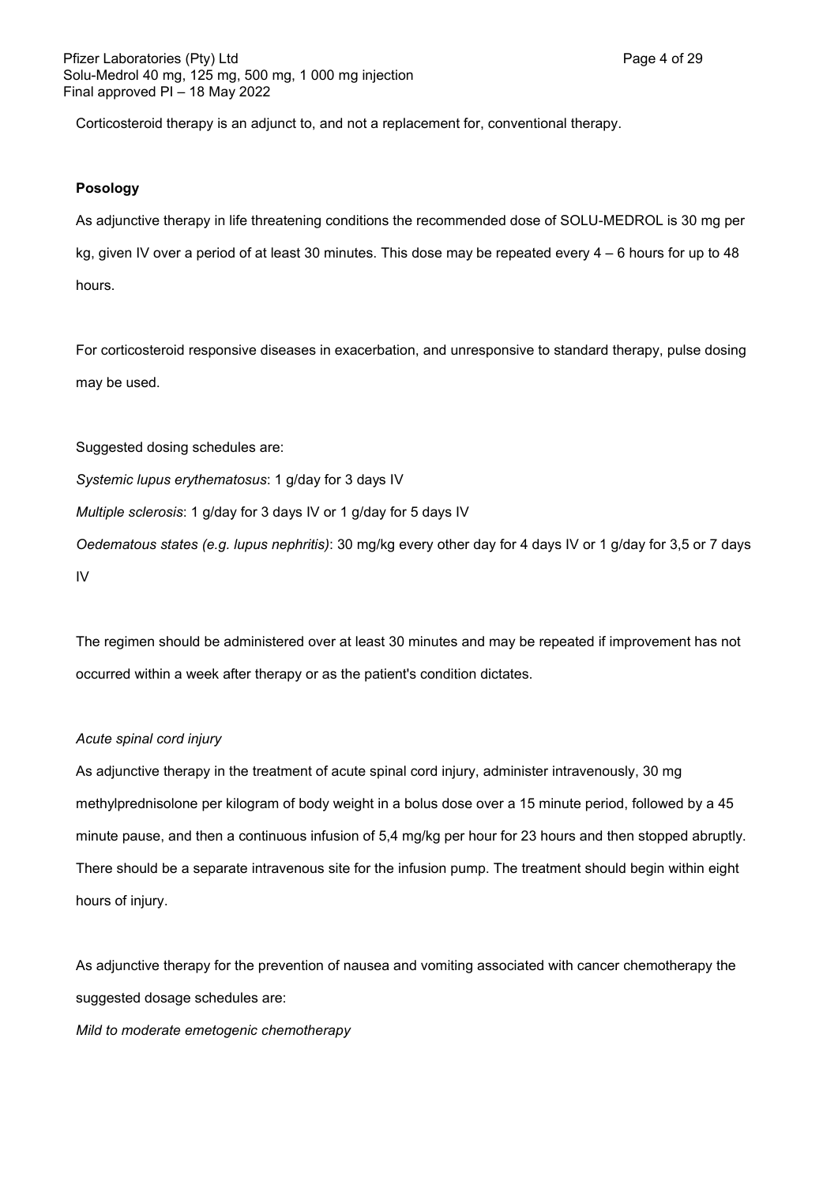Corticosteroid therapy is an adjunct to, and not a replacement for, conventional therapy.

**Posology**

As adjunctive therapy in life threatening conditions the recommended dose of SOLU-MEDROL is 30 mg per kg, given IV over a period of at least 30 minutes. This dose may be repeated every 4 – 6 hours for up to 48 hours.

For corticosteroid responsive diseases in exacerbation, and unresponsive to standard therapy, pulse dosing may be used.

Suggested dosing schedules are:

*Systemic lupus erythematosus*: 1 g/day for 3 days IV

*Multiple sclerosis*: 1 g/day for 3 days IV or 1 g/day for 5 days IV

*Oedematous states (e.g. lupus nephritis)*: 30 mg/kg every other day for 4 days IV or 1 g/day for 3,5 or 7 days IV

The regimen should be administered over at least 30 minutes and may be repeated if improvement has not occurred within a week after therapy or as the patient's condition dictates.

*Acute spinal cord injury*

As adjunctive therapy in the treatment of acute spinal cord injury, administer intravenously, 30 mg methylprednisolone per kilogram of body weight in a bolus dose over a 15 minute period, followed by a 45 minute pause, and then a continuous infusion of 5,4 mg/kg per hour for 23 hours and then stopped abruptly. There should be a separate intravenous site for the infusion pump. The treatment should begin within eight hours of injury.

As adjunctive therapy for the prevention of nausea and vomiting associated with cancer chemotherapy the suggested dosage schedules are:

*Mild to moderate emetogenic chemotherapy*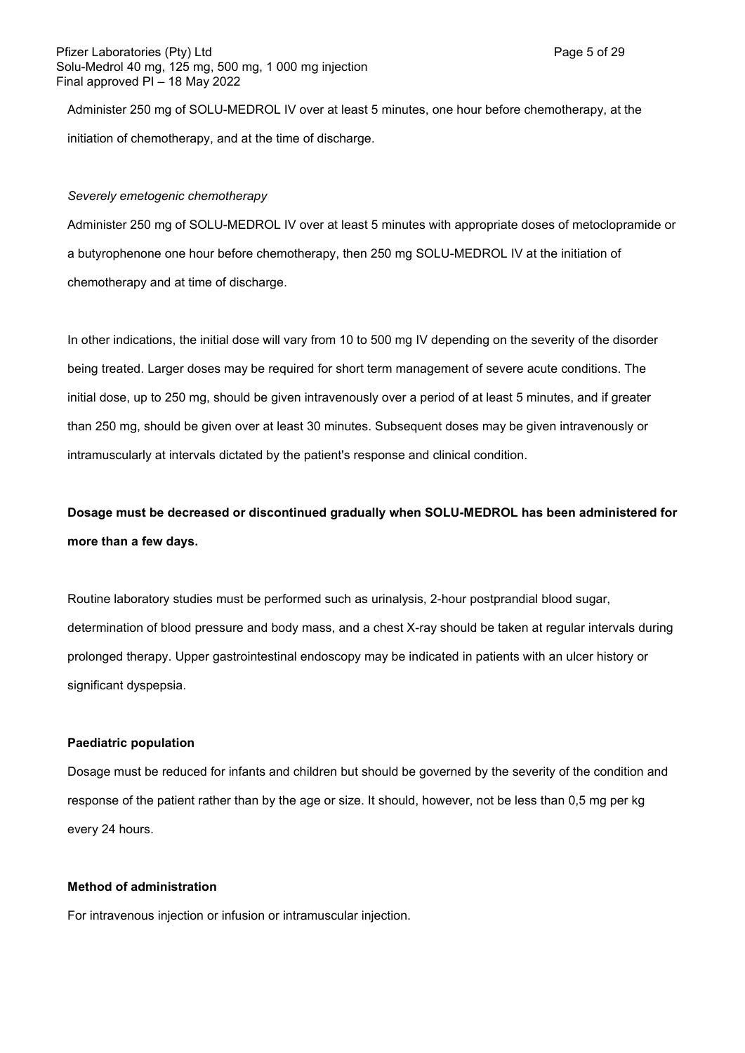Administer 250 mg of SOLU-MEDROL IV over at least 5 minutes, one hour before chemotherapy, at the initiation of chemotherapy, and at the time of discharge.

*Severely emetogenic chemotherapy*

Administer 250 mg of SOLU-MEDROL IV over at least 5 minutes with appropriate doses of metoclopramide or a butyrophenone one hour before chemotherapy, then 250 mg SOLU-MEDROL IV at the initiation of chemotherapy and at time of discharge.

In other indications, the initial dose will vary from 10 to 500 mg IV depending on the severity of the disorder being treated. Larger doses may be required for short term management of severe acute conditions. The initial dose, up to 250 mg, should be given intravenously over a period of at least 5 minutes, and if greater than 250 mg, should be given over at least 30 minutes. Subsequent doses may be given intravenously or intramuscularly at intervals dictated by the patient's response and clinical condition.

**Dosage must be decreased or discontinued gradually when SOLU-MEDROL has been administered for more than a few days.**

Routine laboratory studies must be performed such as urinalysis, 2-hour postprandial blood sugar, determination of blood pressure and body mass, and a chest X-ray should be taken at regular intervals during prolonged therapy. Upper gastrointestinal endoscopy may be indicated in patients with an ulcer history or significant dyspepsia.

**Paediatric population**

Dosage must be reduced for infants and children but should be governed by the severity of the condition and response of the patient rather than by the age or size. It should, however, not be less than 0,5 mg per kg every 24 hours.

**Method of administration**

For intravenous injection or infusion or intramuscular injection.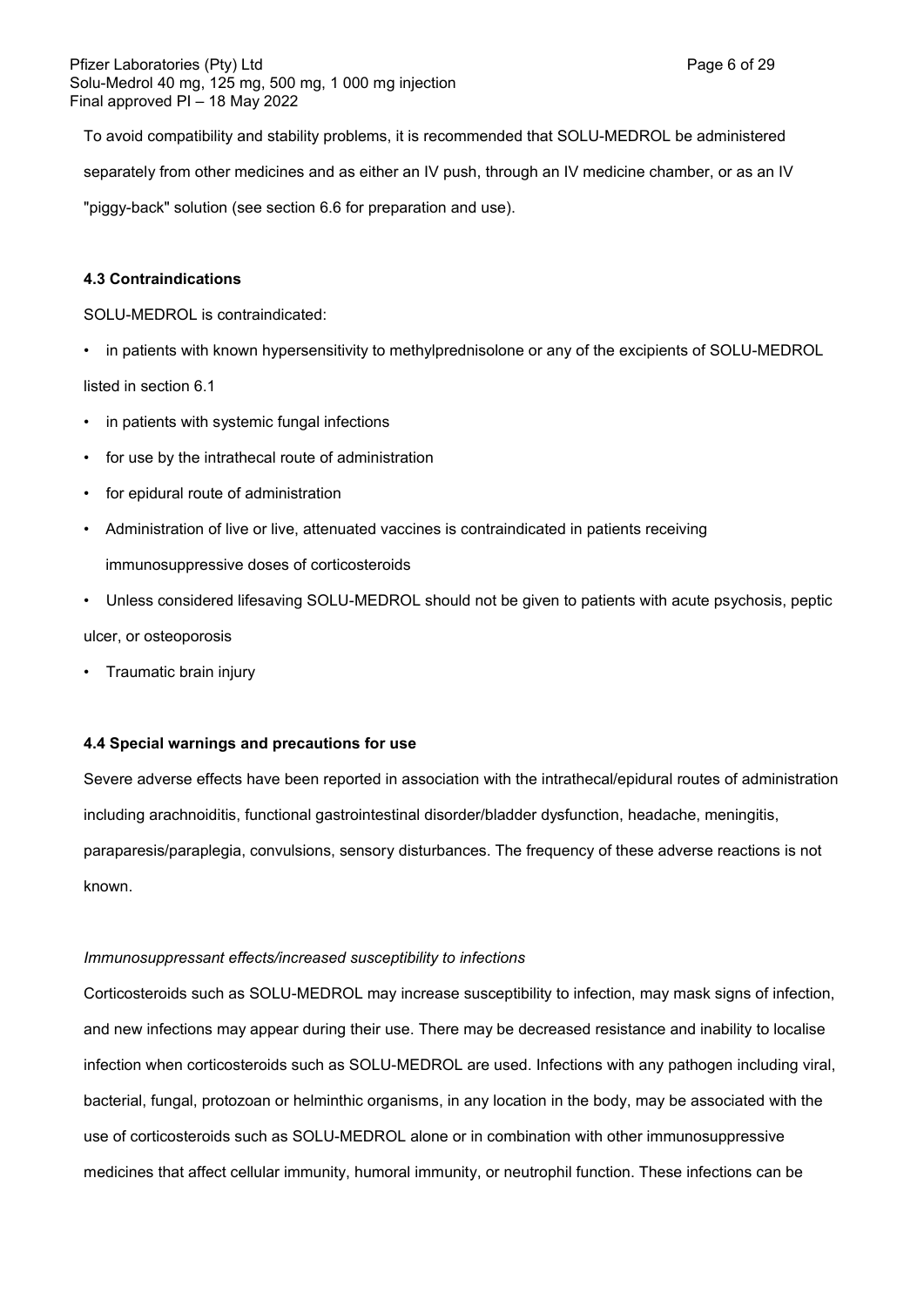To avoid compatibility and stability problems, it is recommended that SOLU-MEDROL be administered separately from other medicines and as either an IV push, through an IV medicine chamber, or as an IV "piggy-back" solution (see section 6.6 for preparation and use).

### 4.3 Contraindications

SOLU-MEDROL is contraindicated:

- in patients with known hypersensitivity to methylprednisolone or any of the excipients of SOLU-MEDROL listed in section 6.1
- in patients with systemic fungal infections
- for use by the intrathecal route of administration
- for epidural route of administration
- Administration of live or live, attenuated vaccines is contraindicated in patients receiving immunosuppressive doses of corticosteroids
- Unless considered lifesaving SOLU-MEDROL should not be given to patients with acute psychosis, peptic ulcer, or osteoporosis
- Traumatic brain injury

### 4.4 Special warnings and precautions for use

Severe adverse effects have been reported in association with the intrathecal/epidural routes of administration including arachnoiditis, functional gastrointestinal disorder/bladder dysfunction, headache, meningitis, paraparesis/paraplegia, convulsions, sensory disturbances. The frequency of these adverse reactions is not known.

*Immunosuppressant effects/increased susceptibility to infections*

Corticosteroids such as SOLU-MEDROL may increase susceptibility to infection, may mask signs of infection, and new infections may appear during their use. There may be decreased resistance and inability to localise infection when corticosteroids such as SOLU-MEDROL are used. Infections with any pathogen including viral, bacterial, fungal, protozoan or helminthic organisms, in any location in the body, may be associated with the use of corticosteroids such as SOLU-MEDROL alone or in combination with other immunosuppressive medicines that affect cellular immunity, humoral immunity, or neutrophil function. These infections can be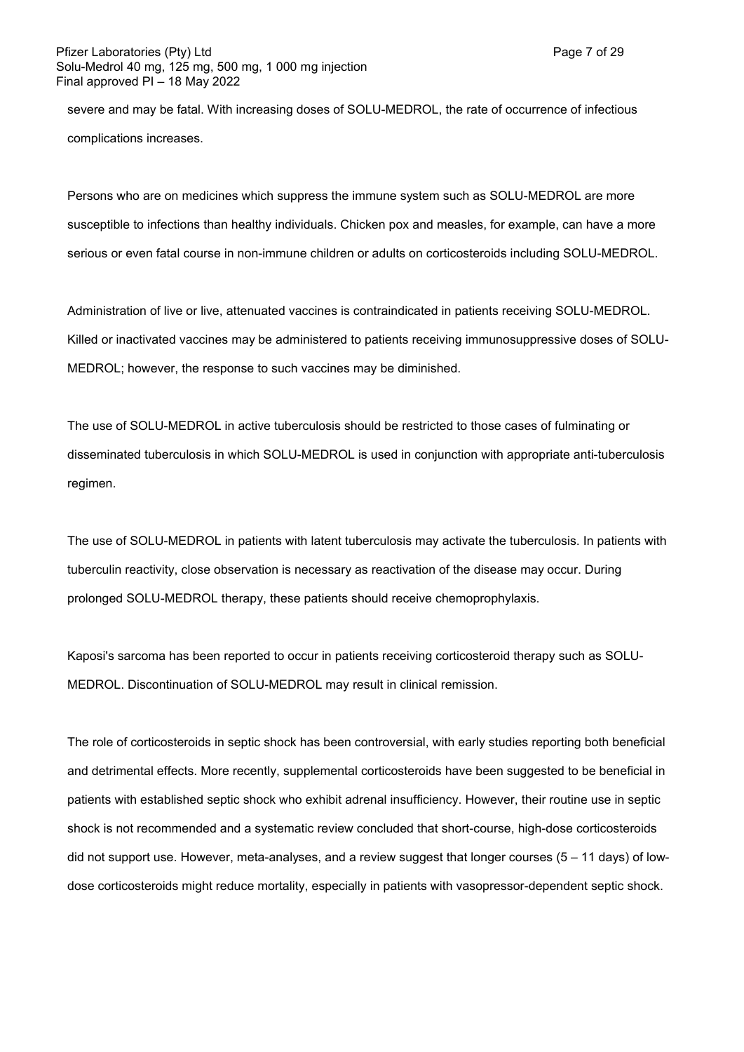severe and may be fatal. With increasing doses of SOLU-MEDROL, the rate of occurrence of infectious complications increases.

Persons who are on medicines which suppress the immune system such as SOLU-MEDROL are more susceptible to infections than healthy individuals. Chicken pox and measles, for example, can have a more serious or even fatal course in non-immune children or adults on corticosteroids including SOLU-MEDROL.

Administration of live or live, attenuated vaccines is contraindicated in patients receiving SOLU-MEDROL. Killed or inactivated vaccines may be administered to patients receiving immunosuppressive doses of SOLU-MEDROL; however, the response to such vaccines may be diminished.

The use of SOLU-MEDROL in active tuberculosis should be restricted to those cases of fulminating or disseminated tuberculosis in which SOLU-MEDROL is used in conjunction with appropriate anti-tuberculosis regimen.

The use of SOLU-MEDROL in patients with latent tuberculosis may activate the tuberculosis. In patients with tuberculin reactivity, close observation is necessary as reactivation of the disease may occur. During prolonged SOLU-MEDROL therapy, these patients should receive chemoprophylaxis.

Kaposi's sarcoma has been reported to occur in patients receiving corticosteroid therapy such as SOLU-MEDROL. Discontinuation of SOLU-MEDROL may result in clinical remission.

The role of corticosteroids in septic shock has been controversial, with early studies reporting both beneficial and detrimental effects. More recently, supplemental corticosteroids have been suggested to be beneficial in patients with established septic shock who exhibit adrenal insufficiency. However, their routine use in septic shock is not recommended and a systematic review concluded that short-course, high-dose corticosteroids did not support use. However, meta-analyses, and a review suggest that longer courses (5 – 11 days) of low-dose corticosteroids might reduce mortality, especially in patients with vasopressor-dependent septic shock.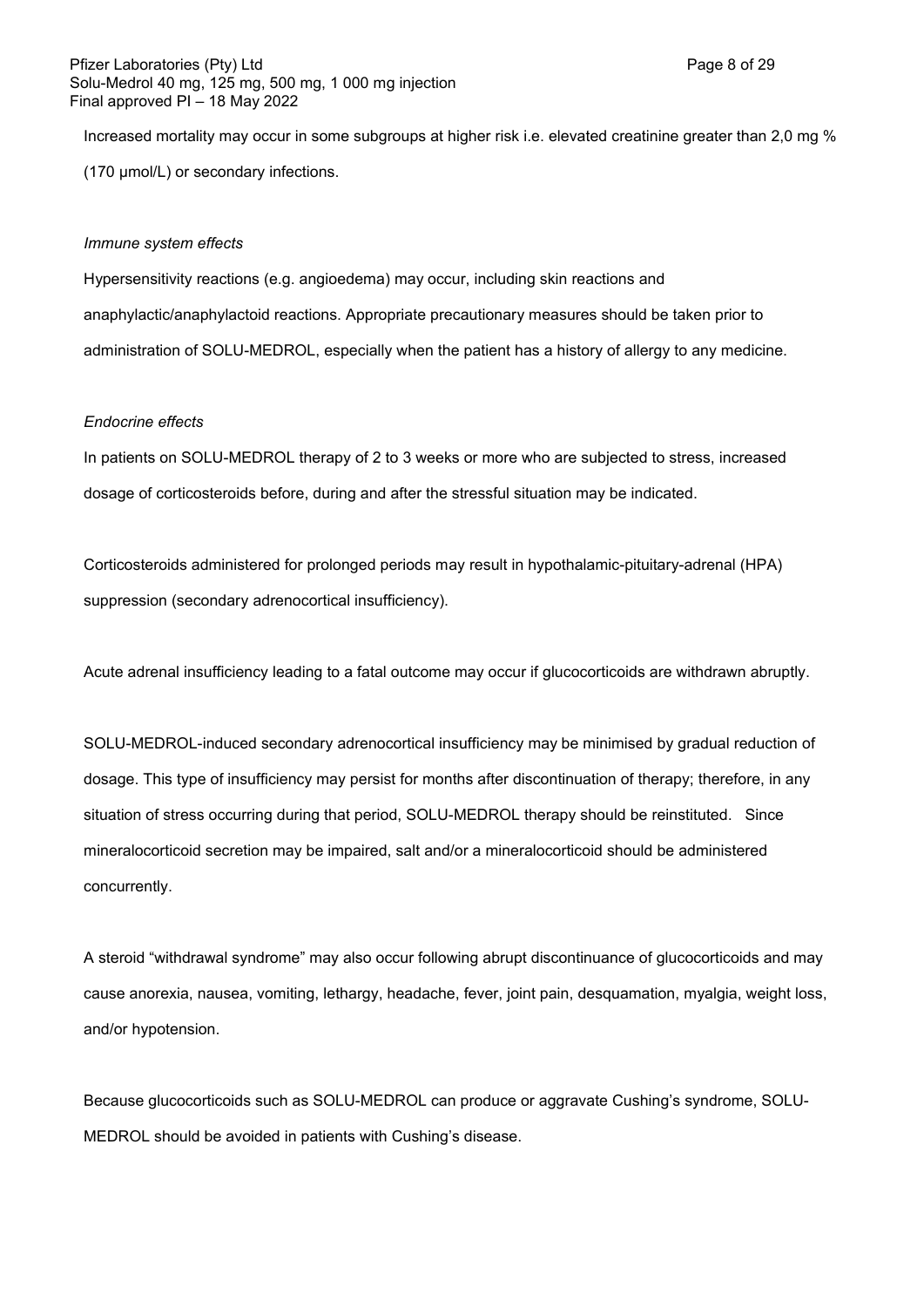Increased mortality may occur in some subgroups at higher risk i.e. elevated creatinine greater than 2,0 mg % (170 µmol/L) or secondary infections.

*Immune system effects*

Hypersensitivity reactions (e.g. angioedema) may occur, including skin reactions and anaphylactic/anaphylactoid reactions. Appropriate precautionary measures should be taken prior to administration of SOLU-MEDROL, especially when the patient has a history of allergy to any medicine.

*Endocrine effects*

In patients on SOLU-MEDROL therapy of 2 to 3 weeks or more who are subjected to stress, increased dosage of corticosteroids before, during and after the stressful situation may be indicated.

Corticosteroids administered for prolonged periods may result in hypothalamic-pituitary-adrenal (HPA) suppression (secondary adrenocortical insufficiency).

Acute adrenal insufficiency leading to a fatal outcome may occur if glucocorticoids are withdrawn abruptly.

SOLU-MEDROL-induced secondary adrenocortical insufficiency may be minimised by gradual reduction of dosage. This type of insufficiency may persist for months after discontinuation of therapy; therefore, in any situation of stress occurring during that period, SOLU-MEDROL therapy should be reinstituted. Since mineralocorticoid secretion may be impaired, salt and/or a mineralocorticoid should be administered concurrently.

A steroid "withdrawal syndrome" may also occur following abrupt discontinuance of glucocorticoids and may cause anorexia, nausea, vomiting, lethargy, headache, fever, joint pain, desquamation, myalgia, weight loss, and/or hypotension.

Because glucocorticoids such as SOLU-MEDROL can produce or aggravate Cushing's syndrome, SOLU-MEDROL should be avoided in patients with Cushing's disease.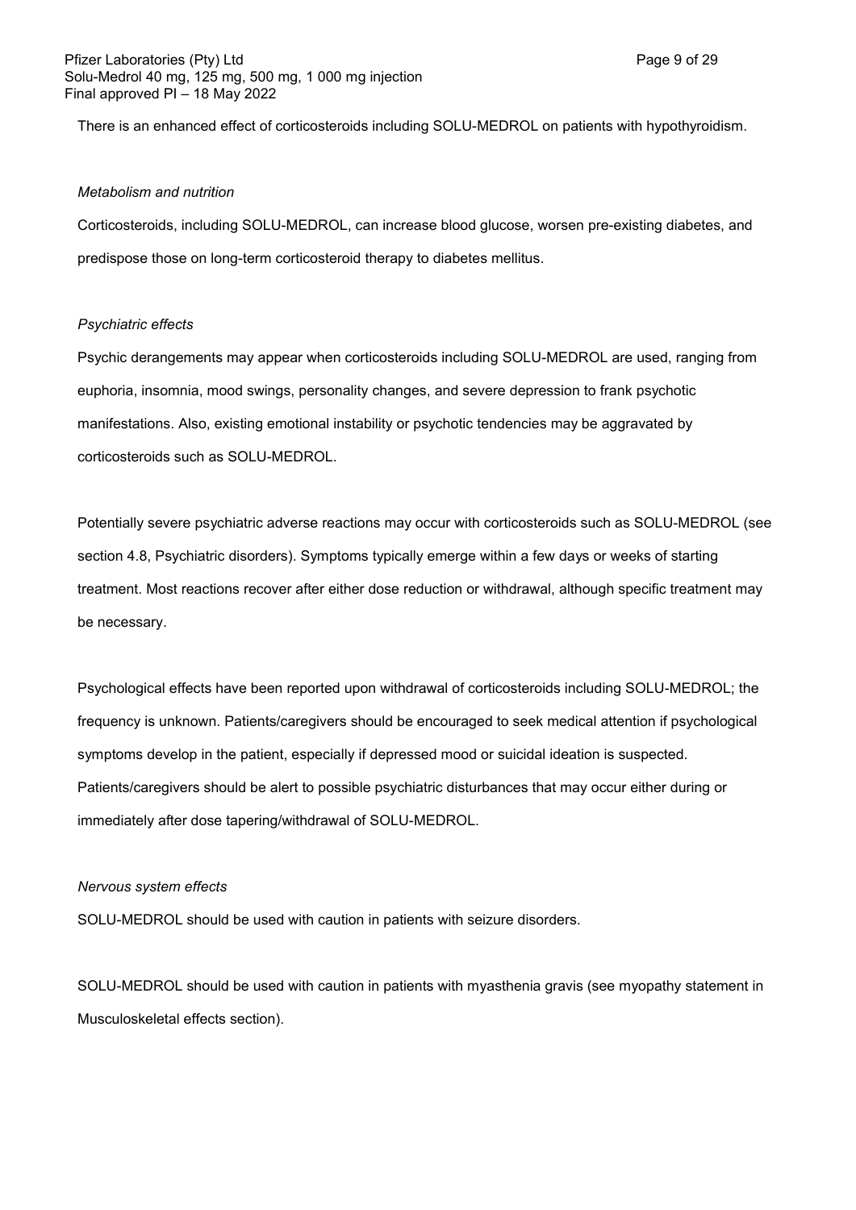There is an enhanced effect of corticosteroids including SOLU-MEDROL on patients with hypothyroidism.

*Metabolism and nutrition*

Corticosteroids, including SOLU-MEDROL, can increase blood glucose, worsen pre-existing diabetes, and predispose those on long-term corticosteroid therapy to diabetes mellitus.

*Psychiatric effects*

Psychic derangements may appear when corticosteroids including SOLU-MEDROL are used, ranging from euphoria, insomnia, mood swings, personality changes, and severe depression to frank psychotic manifestations. Also, existing emotional instability or psychotic tendencies may be aggravated by corticosteroids such as SOLU-MEDROL.

Potentially severe psychiatric adverse reactions may occur with corticosteroids such as SOLU-MEDROL (see section 4.8, Psychiatric disorders). Symptoms typically emerge within a few days or weeks of starting treatment. Most reactions recover after either dose reduction or withdrawal, although specific treatment may be necessary.

Psychological effects have been reported upon withdrawal of corticosteroids including SOLU-MEDROL; the frequency is unknown. Patients/caregivers should be encouraged to seek medical attention if psychological symptoms develop in the patient, especially if depressed mood or suicidal ideation is suspected. Patients/caregivers should be alert to possible psychiatric disturbances that may occur either during or immediately after dose tapering/withdrawal of SOLU-MEDROL.

*Nervous system effects*

SOLU-MEDROL should be used with caution in patients with seizure disorders.

SOLU-MEDROL should be used with caution in patients with myasthenia gravis (see myopathy statement in Musculoskeletal effects section).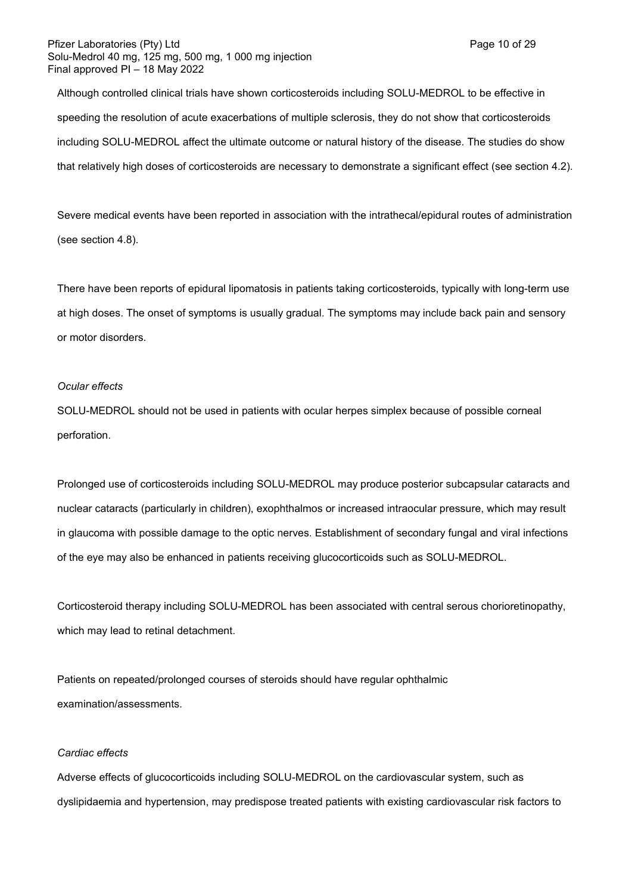Although controlled clinical trials have shown corticosteroids including SOLU-MEDROL to be effective in speeding the resolution of acute exacerbations of multiple sclerosis, they do not show that corticosteroids including SOLU-MEDROL affect the ultimate outcome or natural history of the disease. The studies do show that relatively high doses of corticosteroids are necessary to demonstrate a significant effect (see section 4.2).

Severe medical events have been reported in association with the intrathecal/epidural routes of administration (see section 4.8).

There have been reports of epidural lipomatosis in patients taking corticosteroids, typically with long-term use at high doses. The onset of symptoms is usually gradual. The symptoms may include back pain and sensory or motor disorders.

*Ocular effects*

SOLU-MEDROL should not be used in patients with ocular herpes simplex because of possible corneal perforation.

Prolonged use of corticosteroids including SOLU-MEDROL may produce posterior subcapsular cataracts and nuclear cataracts (particularly in children), exophthalmos or increased intraocular pressure, which may result in glaucoma with possible damage to the optic nerves. Establishment of secondary fungal and viral infections of the eye may also be enhanced in patients receiving glucocorticoids such as SOLU-MEDROL.

Corticosteroid therapy including SOLU-MEDROL has been associated with central serous chorioretinopathy, which may lead to retinal detachment.

Patients on repeated/prolonged courses of steroids should have regular ophthalmic examination/assessments.

*Cardiac effects*

Adverse effects of glucocorticoids including SOLU-MEDROL on the cardiovascular system, such as dyslipidaemia and hypertension, may predispose treated patients with existing cardiovascular risk factors to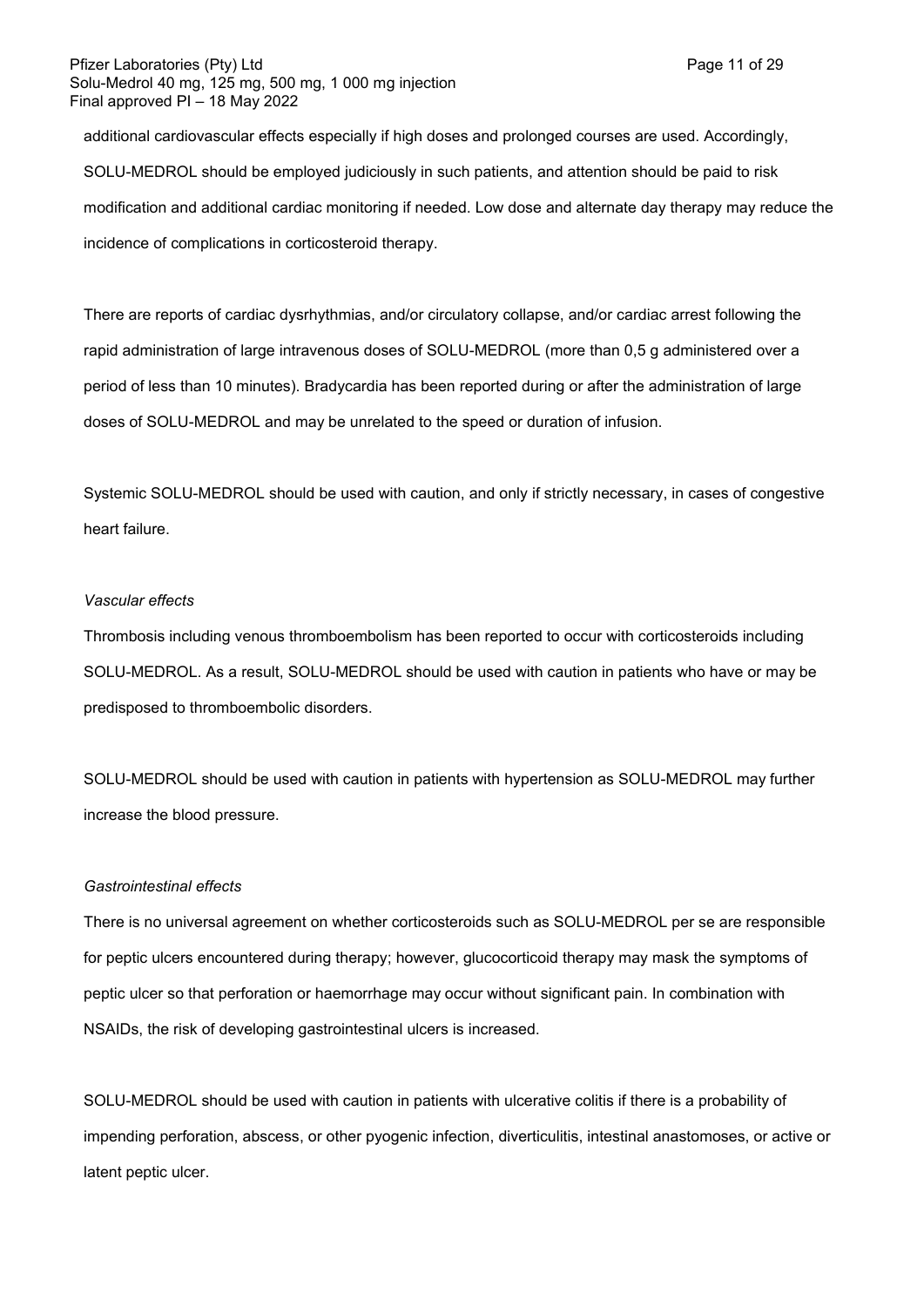additional cardiovascular effects especially if high doses and prolonged courses are used. Accordingly, SOLU-MEDROL should be employed judiciously in such patients, and attention should be paid to risk modification and additional cardiac monitoring if needed. Low dose and alternate day therapy may reduce the incidence of complications in corticosteroid therapy.

There are reports of cardiac dysrhythmias, and/or circulatory collapse, and/or cardiac arrest following the rapid administration of large intravenous doses of SOLU-MEDROL (more than 0,5 g administered over a period of less than 10 minutes). Bradycardia has been reported during or after the administration of large doses of SOLU-MEDROL and may be unrelated to the speed or duration of infusion.

Systemic SOLU-MEDROL should be used with caution, and only if strictly necessary, in cases of congestive heart failure.

*Vascular effects*

Thrombosis including venous thromboembolism has been reported to occur with corticosteroids including SOLU-MEDROL. As a result, SOLU-MEDROL should be used with caution in patients who have or may be predisposed to thromboembolic disorders.

SOLU-MEDROL should be used with caution in patients with hypertension as SOLU-MEDROL may further increase the blood pressure.

*Gastrointestinal effects*

There is no universal agreement on whether corticosteroids such as SOLU-MEDROL per se are responsible for peptic ulcers encountered during therapy; however, glucocorticoid therapy may mask the symptoms of peptic ulcer so that perforation or haemorrhage may occur without significant pain. In combination with NSAIDs, the risk of developing gastrointestinal ulcers is increased.

SOLU-MEDROL should be used with caution in patients with ulcerative colitis if there is a probability of impending perforation, abscess, or other pyogenic infection, diverticulitis, intestinal anastomoses, or active or latent peptic ulcer.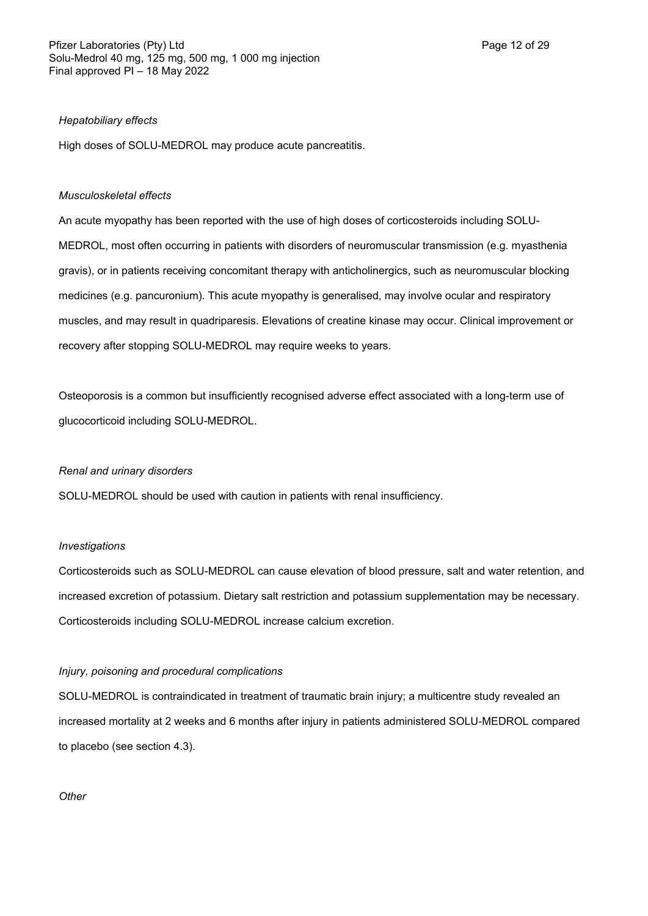*Hepatobiliary effects*

High doses of SOLU-MEDROL may produce acute pancreatitis.

*Musculoskeletal effects*

An acute myopathy has been reported with the use of high doses of corticosteroids including SOLU-MEDROL, most often occurring in patients with disorders of neuromuscular transmission (e.g. myasthenia gravis), or in patients receiving concomitant therapy with anticholinergics, such as neuromuscular blocking medicines (e.g. pancuronium). This acute myopathy is generalised, may involve ocular and respiratory muscles, and may result in quadriparesis. Elevations of creatine kinase may occur. Clinical improvement or recovery after stopping SOLU-MEDROL may require weeks to years.

Osteoporosis is a common but insufficiently recognised adverse effect associated with a long-term use of glucocorticoid including SOLU-MEDROL.

*Renal and urinary disorders*

SOLU-MEDROL should be used with caution in patients with renal insufficiency.

*Investigations*

Corticosteroids such as SOLU-MEDROL can cause elevation of blood pressure, salt and water retention, and increased excretion of potassium. Dietary salt restriction and potassium supplementation may be necessary. Corticosteroids including SOLU-MEDROL increase calcium excretion.

*Injury, poisoning and procedural complications*

SOLU-MEDROL is contraindicated in treatment of traumatic brain injury; a multicentre study revealed an increased mortality at 2 weeks and 6 months after injury in patients administered SOLU-MEDROL compared to placebo (see section 4.3).

*Other*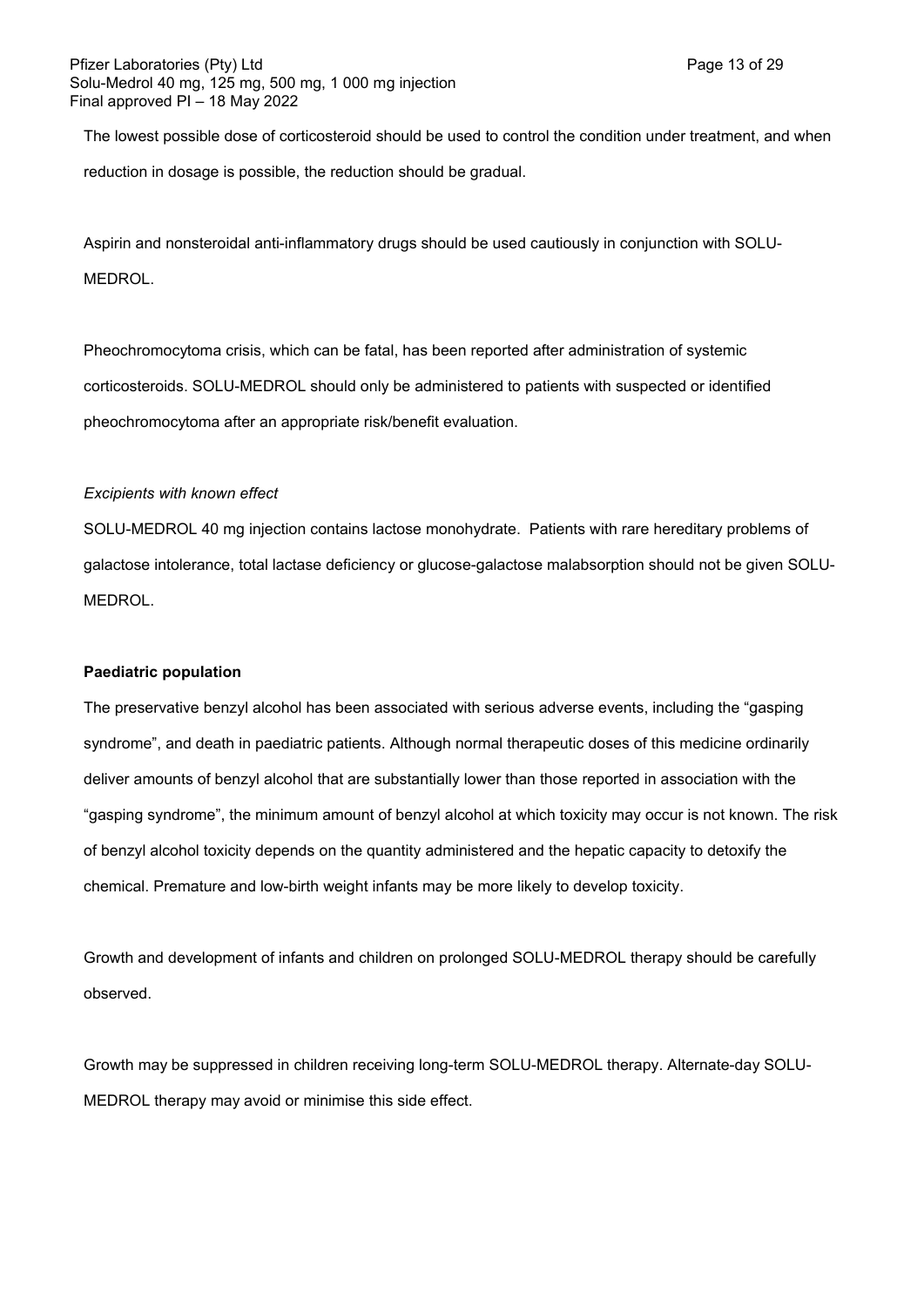The lowest possible dose of corticosteroid should be used to control the condition under treatment, and when reduction in dosage is possible, the reduction should be gradual.

Aspirin and nonsteroidal anti-inflammatory drugs should be used cautiously in conjunction with SOLU-MEDROL.

Pheochromocytoma crisis, which can be fatal, has been reported after administration of systemic corticosteroids. SOLU-MEDROL should only be administered to patients with suspected or identified pheochromocytoma after an appropriate risk/benefit evaluation.

*Excipients with known effect*

SOLU-MEDROL 40 mg injection contains lactose monohydrate. Patients with rare hereditary problems of galactose intolerance, total lactase deficiency or glucose-galactose malabsorption should not be given SOLU-MEDROL.

**Paediatric population**

The preservative benzyl alcohol has been associated with serious adverse events, including the "gasping syndrome", and death in paediatric patients. Although normal therapeutic doses of this medicine ordinarily deliver amounts of benzyl alcohol that are substantially lower than those reported in association with the "gasping syndrome", the minimum amount of benzyl alcohol at which toxicity may occur is not known. The risk of benzyl alcohol toxicity depends on the quantity administered and the hepatic capacity to detoxify the chemical. Premature and low-birth weight infants may be more likely to develop toxicity.

Growth and development of infants and children on prolonged SOLU-MEDROL therapy should be carefully observed.

Growth may be suppressed in children receiving long-term SOLU-MEDROL therapy. Alternate-day SOLU-MEDROL therapy may avoid or minimise this side effect.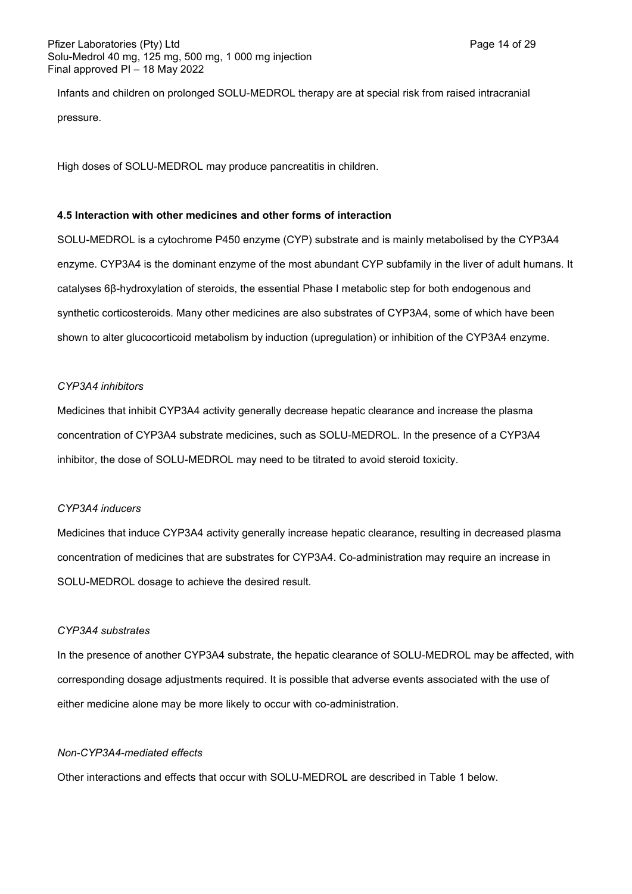Infants and children on prolonged SOLU-MEDROL therapy are at special risk from raised intracranial pressure.

High doses of SOLU-MEDROL may produce pancreatitis in children.

### 4.5 Interaction with other medicines and other forms of interaction

SOLU-MEDROL is a cytochrome P450 enzyme (CYP) substrate and is mainly metabolised by the CYP3A4 enzyme. CYP3A4 is the dominant enzyme of the most abundant CYP subfamily in the liver of adult humans. It catalyses 6β-hydroxylation of steroids, the essential Phase I metabolic step for both endogenous and synthetic corticosteroids. Many other medicines are also substrates of CYP3A4, some of which have been shown to alter glucocorticoid metabolism by induction (upregulation) or inhibition of the CYP3A4 enzyme.

*CYP3A4 inhibitors*

Medicines that inhibit CYP3A4 activity generally decrease hepatic clearance and increase the plasma concentration of CYP3A4 substrate medicines, such as SOLU-MEDROL. In the presence of a CYP3A4 inhibitor, the dose of SOLU-MEDROL may need to be titrated to avoid steroid toxicity.

*CYP3A4 inducers*

Medicines that induce CYP3A4 activity generally increase hepatic clearance, resulting in decreased plasma concentration of medicines that are substrates for CYP3A4. Co-administration may require an increase in SOLU-MEDROL dosage to achieve the desired result.

*CYP3A4 substrates*

In the presence of another CYP3A4 substrate, the hepatic clearance of SOLU-MEDROL may be affected, with corresponding dosage adjustments required. It is possible that adverse events associated with the use of either medicine alone may be more likely to occur with co-administration.

*Non-CYP3A4-mediated effects*

Other interactions and effects that occur with SOLU-MEDROL are described in Table 1 below.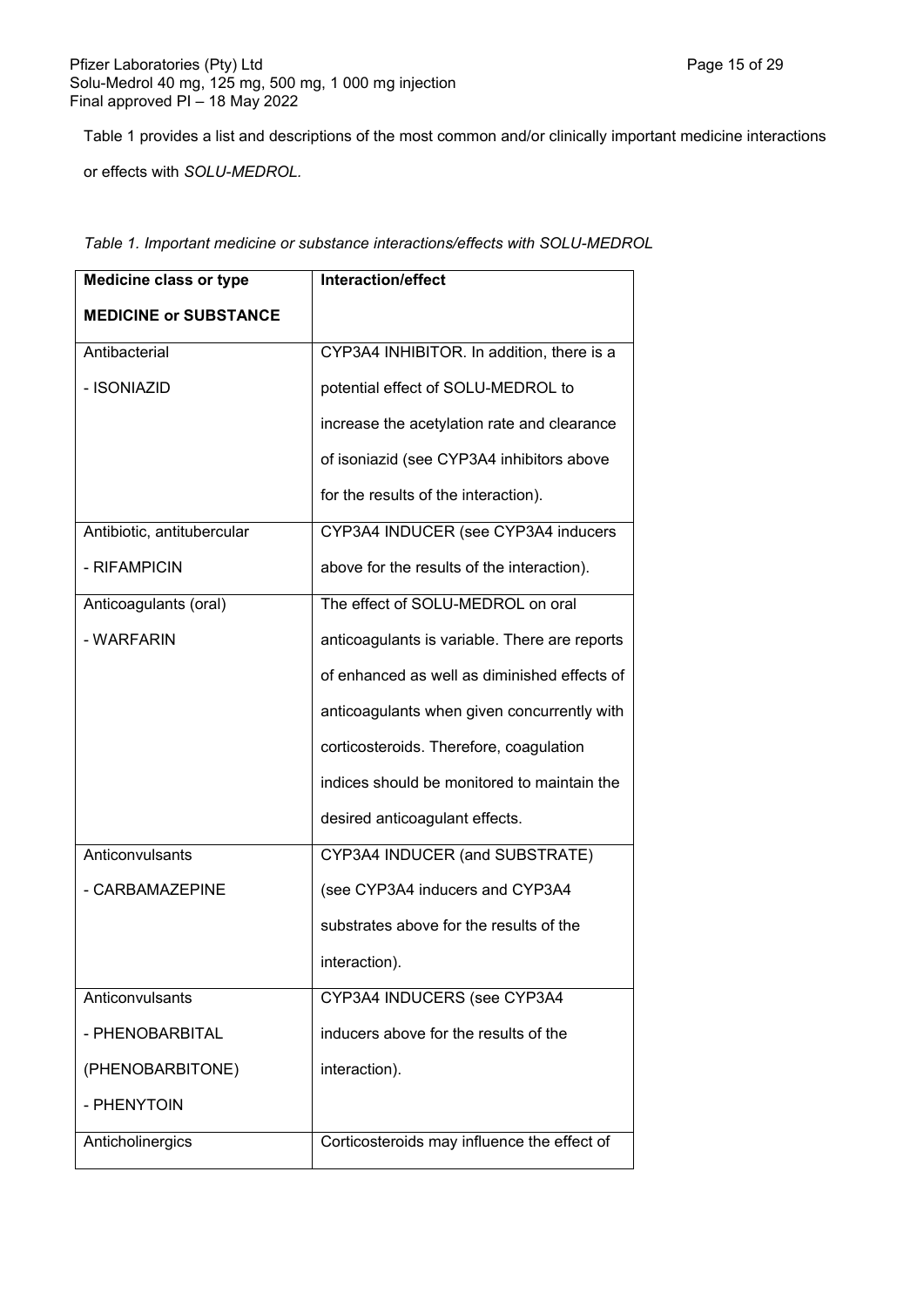Table 1 provides a list and descriptions of the most common and/or clinically important medicine interactions or effects with *SOLU-MEDROL*.

*Table 1. Important medicine or substance interactions/effects with SOLU-MEDROL*

| **Medicine class or type**<br><br>**MEDICINE or SUBSTANCE** | **Interaction/effect** |
|---|---|
| Antibacterial<br><br>- ISONIAZID | CYP3A4 INHIBITOR. In addition, there is a potential effect of SOLU-MEDROL to increase the acetylation rate and clearance of isoniazid (see CYP3A4 inhibitors above for the results of the interaction). |
| Antibiotic, antitubercular<br><br>- RIFAMPICIN | CYP3A4 INDUCER (see CYP3A4 inducers above for the results of the interaction). |
| Anticoagulants (oral)<br><br>- WARFARIN | The effect of SOLU-MEDROL on oral anticoagulants is variable. There are reports of enhanced as well as diminished effects of anticoagulants when given concurrently with corticosteroids. Therefore, coagulation indices should be monitored to maintain the desired anticoagulant effects. |
| Anticonvulsants<br><br>- CARBAMAZEPINE | CYP3A4 INDUCER (and SUBSTRATE) (see CYP3A4 inducers and CYP3A4 substrates above for the results of the interaction). |
| Anticonvulsants<br><br>- PHENOBARBITAL (PHENOBARBITONE)<br><br>- PHENYTOIN | CYP3A4 INDUCERS (see CYP3A4 inducers above for the results of the interaction). |
| Anticholinergics | Corticosteroids may influence the effect of |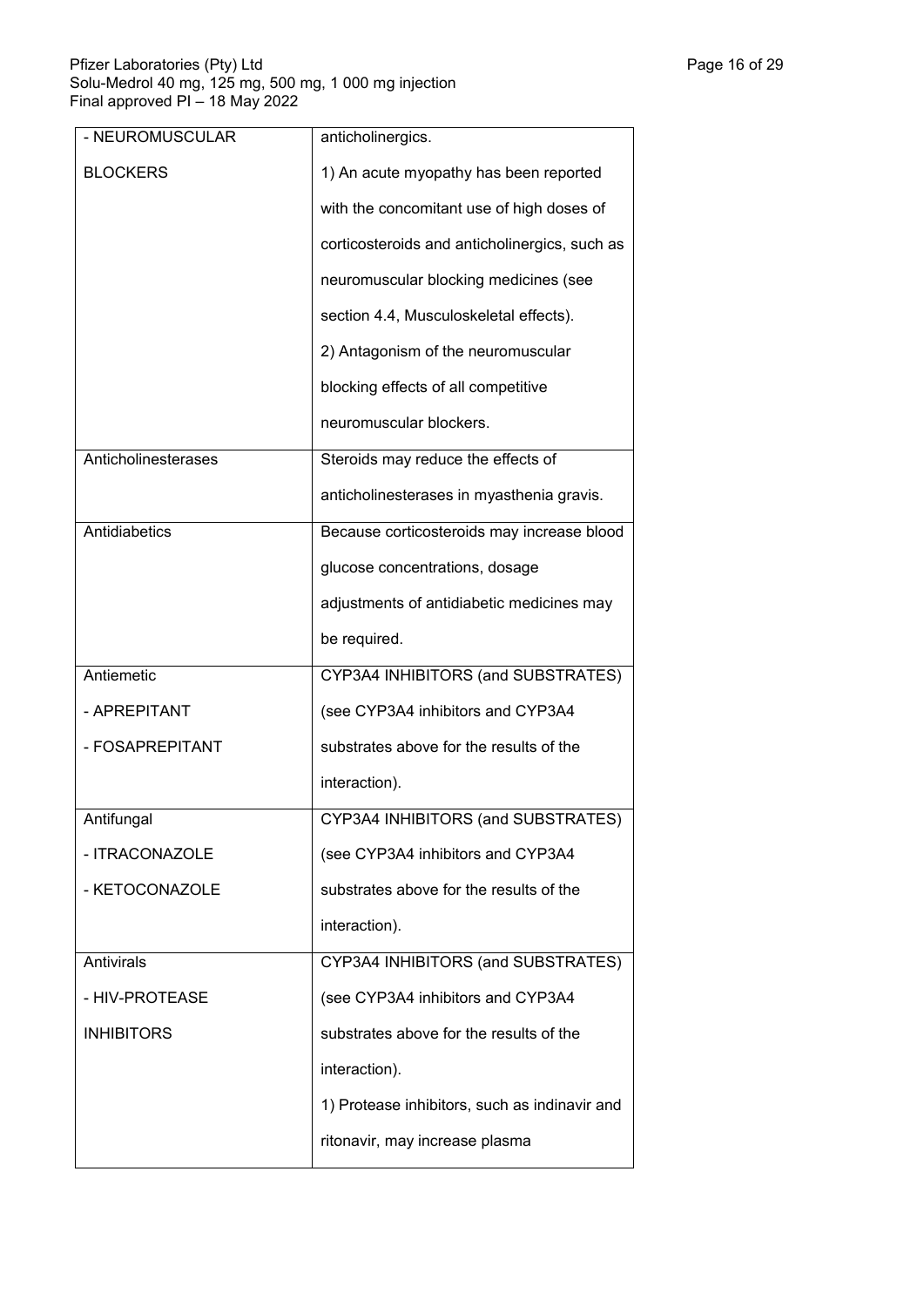| - NEUROMUSCULAR BLOCKERS | anticholinergics. 1) An acute myopathy has been reported with the concomitant use of high doses of corticosteroids and anticholinergics, such as neuromuscular blocking medicines (see section 4.4, Musculoskeletal effects). 2) Antagonism of the neuromuscular blocking effects of all competitive neuromuscular blockers. |
|---|---|
| Anticholinesterases | Steroids may reduce the effects of anticholinesterases in myasthenia gravis. |
| Antidiabetics | Because corticosteroids may increase blood glucose concentrations, dosage adjustments of antidiabetic medicines may be required. |
| Antiemetic<br>- APREPITANT<br>- FOSAPREPITANT | CYP3A4 INHIBITORS (and SUBSTRATES) (see CYP3A4 inhibitors and CYP3A4 substrates above for the results of the interaction). |
| Antifungal<br>- ITRACONAZOLE<br>- KETOCONAZOLE | CYP3A4 INHIBITORS (and SUBSTRATES) (see CYP3A4 inhibitors and CYP3A4 substrates above for the results of the interaction). |
| Antivirals<br>- HIV-PROTEASE INHIBITORS | CYP3A4 INHIBITORS (and SUBSTRATES) (see CYP3A4 inhibitors and CYP3A4 substrates above for the results of the interaction). 1) Protease inhibitors, such as indinavir and ritonavir, may increase plasma |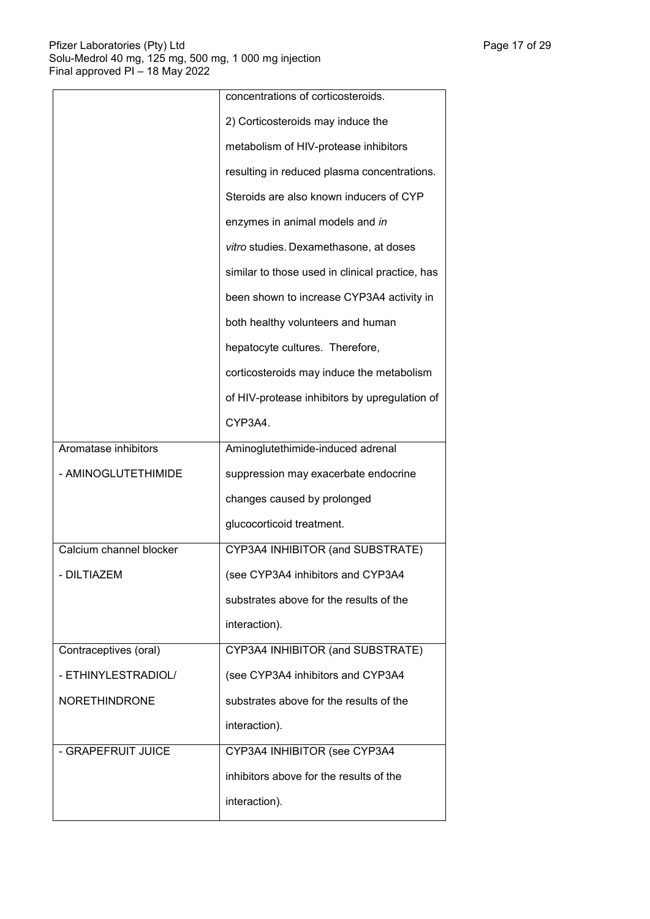| | |
|---|---|
| | concentrations of corticosteroids.<br>2) Corticosteroids may induce the metabolism of HIV-protease inhibitors resulting in reduced plasma concentrations. Steroids are also known inducers of CYP enzymes in animal models and *in vitro* studies. Dexamethasone, at doses similar to those used in clinical practice, has been shown to increase CYP3A4 activity in both healthy volunteers and human hepatocyte cultures. Therefore, corticosteroids may induce the metabolism of HIV-protease inhibitors by upregulation of CYP3A4. |
| Aromatase inhibitors<br>- AMINOGLUTETHIMIDE | Aminoglutethimide-induced adrenal suppression may exacerbate endocrine changes caused by prolonged glucocorticoid treatment. |
| Calcium channel blocker<br>- DILTIAZEM | CYP3A4 INHIBITOR (and SUBSTRATE) (see CYP3A4 inhibitors and CYP3A4 substrates above for the results of the interaction). |
| Contraceptives (oral)<br>- ETHINYLESTRADIOL/ NORETHINDRONE | CYP3A4 INHIBITOR (and SUBSTRATE) (see CYP3A4 inhibitors and CYP3A4 substrates above for the results of the interaction). |
| - GRAPEFRUIT JUICE | CYP3A4 INHIBITOR (see CYP3A4 inhibitors above for the results of the interaction). |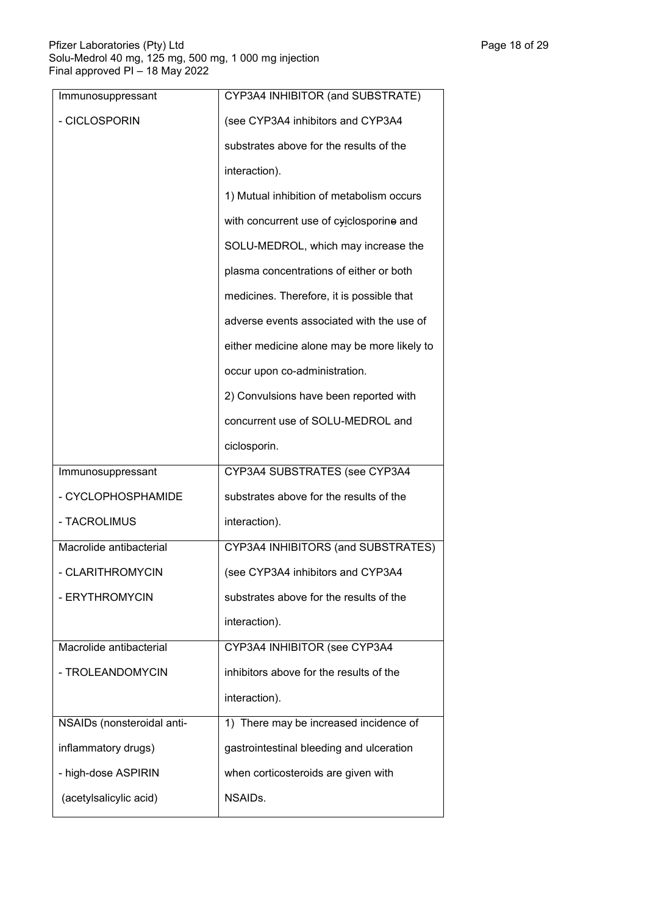| | |
|---|---|
| Immunosuppressant<br>- CICLOSPORIN | CYP3A4 INHIBITOR (and SUBSTRATE)<br>(see CYP3A4 inhibitors and CYP3A4 substrates above for the results of the interaction).<br>1) Mutual inhibition of metabolism occurs with concurrent use of ciclosporin and SOLU-MEDROL, which may increase the plasma concentrations of either or both medicines. Therefore, it is possible that adverse events associated with the use of either medicine alone may be more likely to occur upon co-administration.<br>2) Convulsions have been reported with concurrent use of SOLU-MEDROL and ciclosporin. |
| Immunosuppressant<br>- CYCLOPHOSPHAMIDE<br>- TACROLIMUS | CYP3A4 SUBSTRATES (see CYP3A4 substrates above for the results of the interaction). |
| Macrolide antibacterial<br>- CLARITHROMYCIN<br>- ERYTHROMYCIN | CYP3A4 INHIBITORS (and SUBSTRATES)<br>(see CYP3A4 inhibitors and CYP3A4 substrates above for the results of the interaction). |
| Macrolide antibacterial<br>- TROLEANDOMYCIN | CYP3A4 INHIBITOR (see CYP3A4 inhibitors above for the results of the interaction). |
| NSAIDs (nonsteroidal anti-inflammatory drugs)<br>- high-dose ASPIRIN (acetylsalicylic acid) | 1) There may be increased incidence of gastrointestinal bleeding and ulceration when corticosteroids are given with NSAIDs. |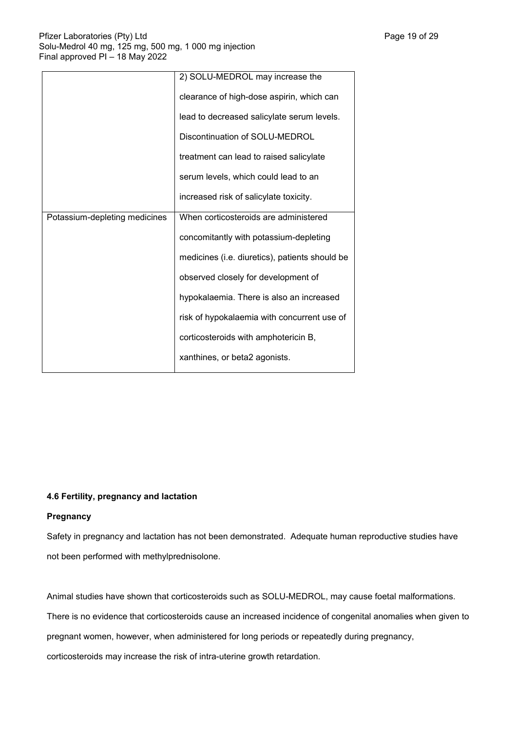| | |
|---|---|
| | 2) SOLU-MEDROL may increase the clearance of high-dose aspirin, which can lead to decreased salicylate serum levels. Discontinuation of SOLU-MEDROL treatment can lead to raised salicylate serum levels, which could lead to an increased risk of salicylate toxicity. |
| Potassium-depleting medicines | When corticosteroids are administered concomitantly with potassium-depleting medicines (i.e. diuretics), patients should be observed closely for development of hypokalaemia. There is also an increased risk of hypokalaemia with concurrent use of corticosteroids with amphotericin B, xanthines, or beta2 agonists. |

**4.6 Fertility, pregnancy and lactation**

**Pregnancy**

Safety in pregnancy and lactation has not been demonstrated. Adequate human reproductive studies have not been performed with methylprednisolone.

Animal studies have shown that corticosteroids such as SOLU-MEDROL, may cause foetal malformations. There is no evidence that corticosteroids cause an increased incidence of congenital anomalies when given to pregnant women, however, when administered for long periods or repeatedly during pregnancy, corticosteroids may increase the risk of intra-uterine growth retardation.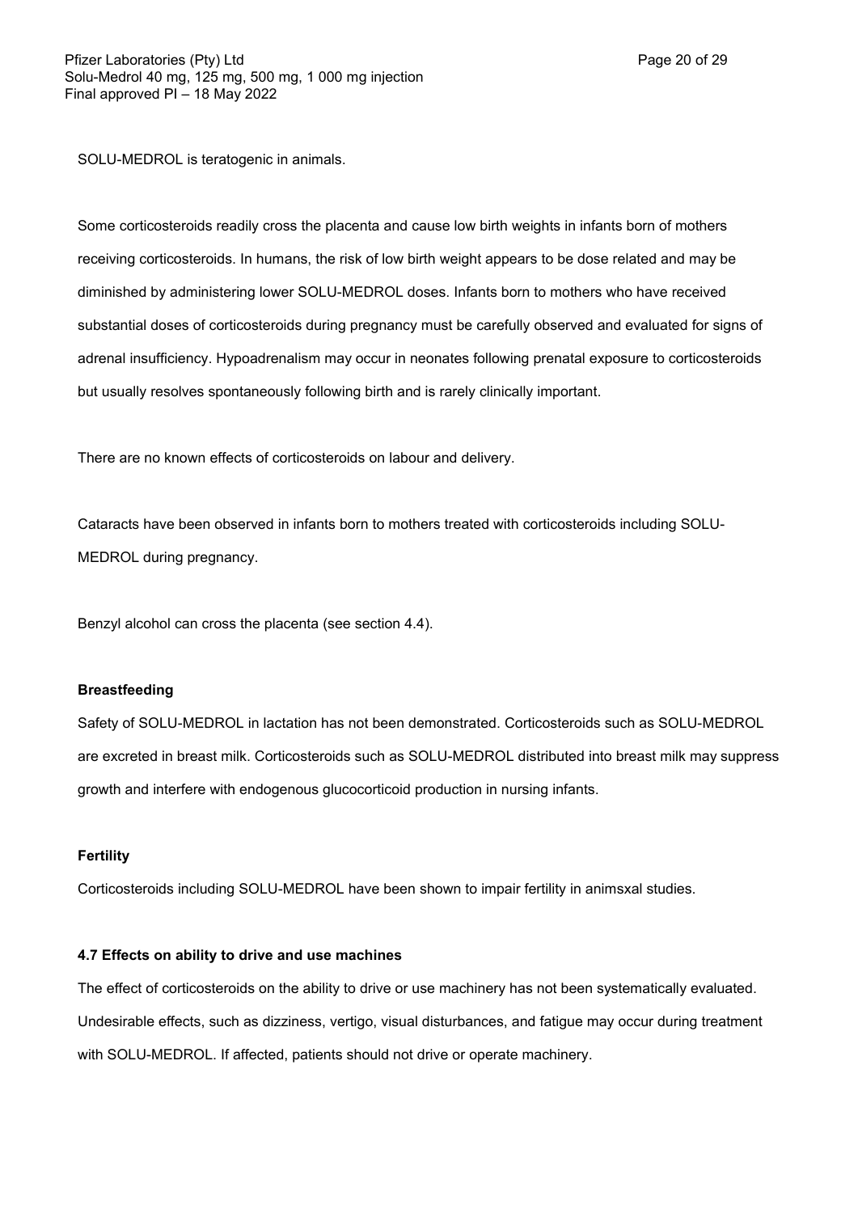SOLU-MEDROL is teratogenic in animals.

Some corticosteroids readily cross the placenta and cause low birth weights in infants born of mothers receiving corticosteroids. In humans, the risk of low birth weight appears to be dose related and may be diminished by administering lower SOLU-MEDROL doses. Infants born to mothers who have received substantial doses of corticosteroids during pregnancy must be carefully observed and evaluated for signs of adrenal insufficiency. Hypoadrenalism may occur in neonates following prenatal exposure to corticosteroids but usually resolves spontaneously following birth and is rarely clinically important.

There are no known effects of corticosteroids on labour and delivery.

Cataracts have been observed in infants born to mothers treated with corticosteroids including SOLU-MEDROL during pregnancy.

Benzyl alcohol can cross the placenta (see section 4.4).

**Breastfeeding**

Safety of SOLU-MEDROL in lactation has not been demonstrated. Corticosteroids such as SOLU-MEDROL are excreted in breast milk. Corticosteroids such as SOLU-MEDROL distributed into breast milk may suppress growth and interfere with endogenous glucocorticoid production in nursing infants.

**Fertility**

Corticosteroids including SOLU-MEDROL have been shown to impair fertility in animsxal studies.

**4.7 Effects on ability to drive and use machines**

The effect of corticosteroids on the ability to drive or use machinery has not been systematically evaluated. Undesirable effects, such as dizziness, vertigo, visual disturbances, and fatigue may occur during treatment with SOLU-MEDROL. If affected, patients should not drive or operate machinery.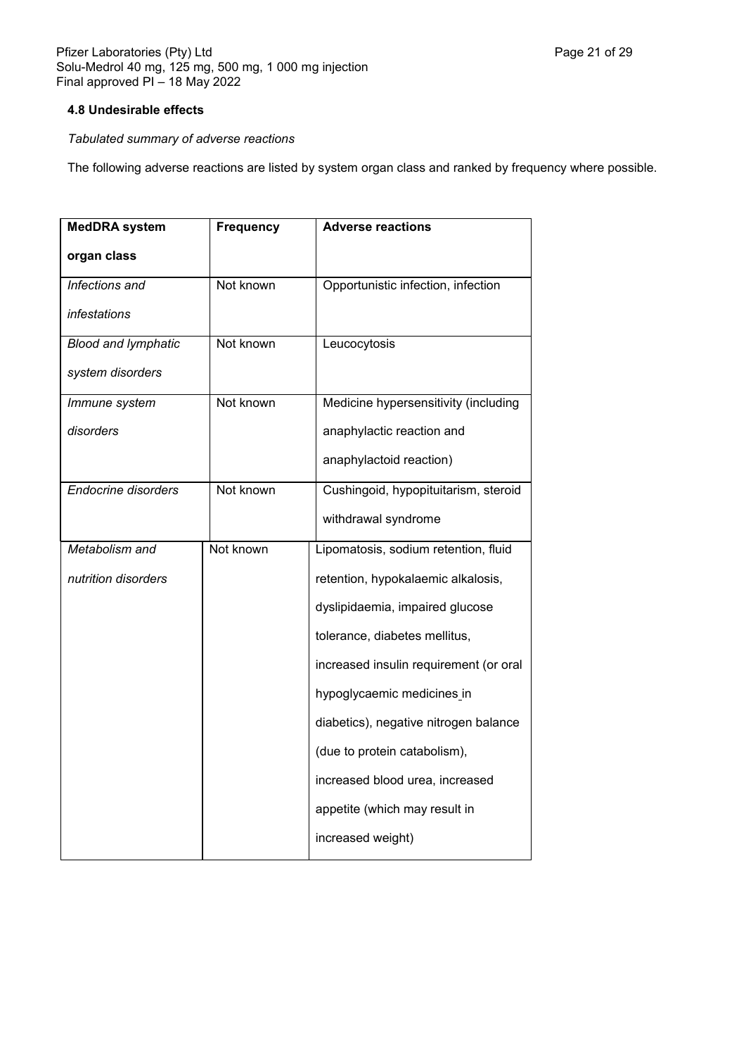**4.8 Undesirable effects**

*Tabulated summary of adverse reactions*

The following adverse reactions are listed by system organ class and ranked by frequency where possible.

| MedDRA system organ class | Frequency | Adverse reactions |
|---|---|---|
| *Infections and infestations* | Not known | Opportunistic infection, infection |
| *Blood and lymphatic system disorders* | Not known | Leucocytosis |
| *Immune system disorders* | Not known | Medicine hypersensitivity (including anaphylactic reaction and anaphylactoid reaction) |
| *Endocrine disorders* | Not known | Cushingoid, hypopituitarism, steroid withdrawal syndrome |
| *Metabolism and nutrition disorders* | Not known | Lipomatosis, sodium retention, fluid retention, hypokalaemic alkalosis, dyslipidaemia, impaired glucose tolerance, diabetes mellitus, increased insulin requirement (or oral hypoglycaemic medicines in diabetics), negative nitrogen balance (due to protein catabolism), increased blood urea, increased appetite (which may result in increased weight) |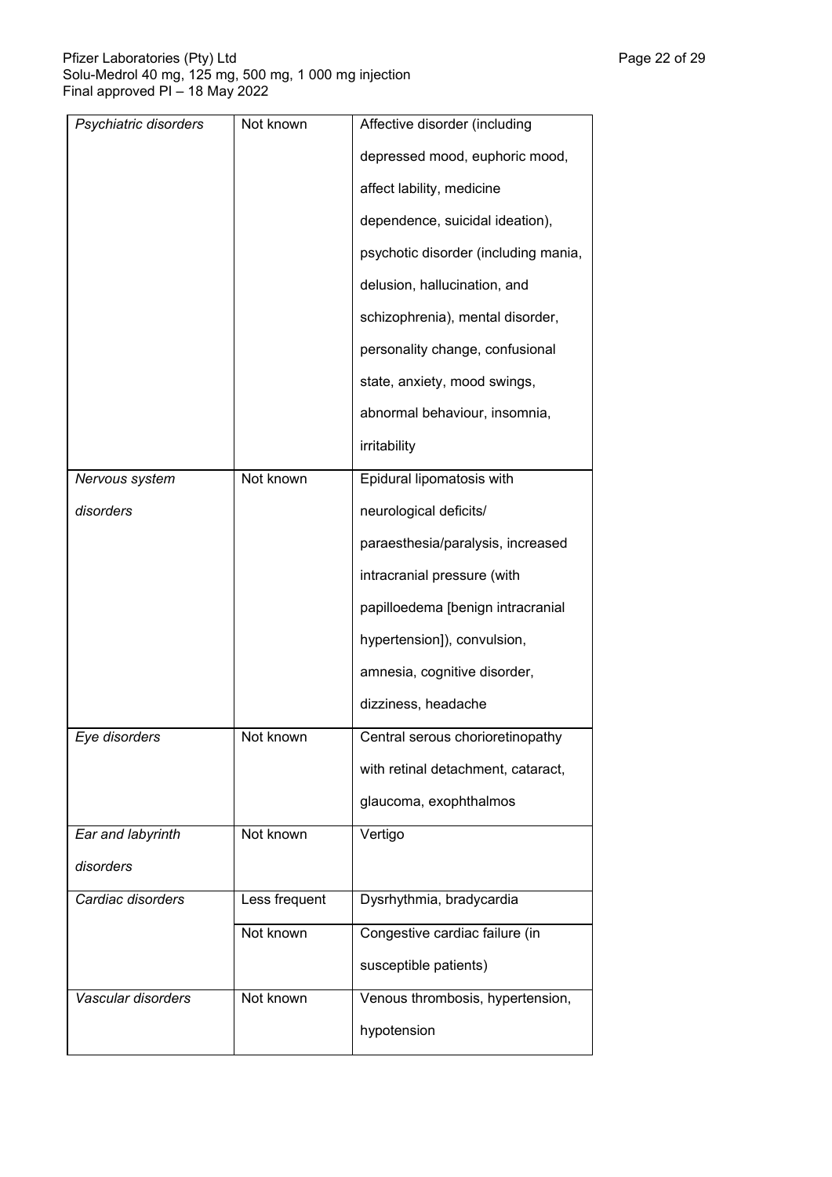| | | |
|---|---|---|
| *Psychiatric disorders* | Not known | Affective disorder (including depressed mood, euphoric mood, affect lability, medicine dependence, suicidal ideation), psychotic disorder (including mania, delusion, hallucination, and schizophrenia), mental disorder, personality change, confusional state, anxiety, mood swings, abnormal behaviour, insomnia, irritability |
| *Nervous system disorders* | Not known | Epidural lipomatosis with neurological deficits/ paraesthesia/paralysis, increased intracranial pressure (with papilloedema [benign intracranial hypertension]), convulsion, amnesia, cognitive disorder, dizziness, headache |
| *Eye disorders* | Not known | Central serous chorioretinopathy with retinal detachment, cataract, glaucoma, exophthalmos |
| *Ear and labyrinth disorders* | Not known | Vertigo |
| *Cardiac disorders* | Less frequent | Dysrhythmia, bradycardia |
| | Not known | Congestive cardiac failure (in susceptible patients) |
| *Vascular disorders* | Not known | Venous thrombosis, hypertension, hypotension |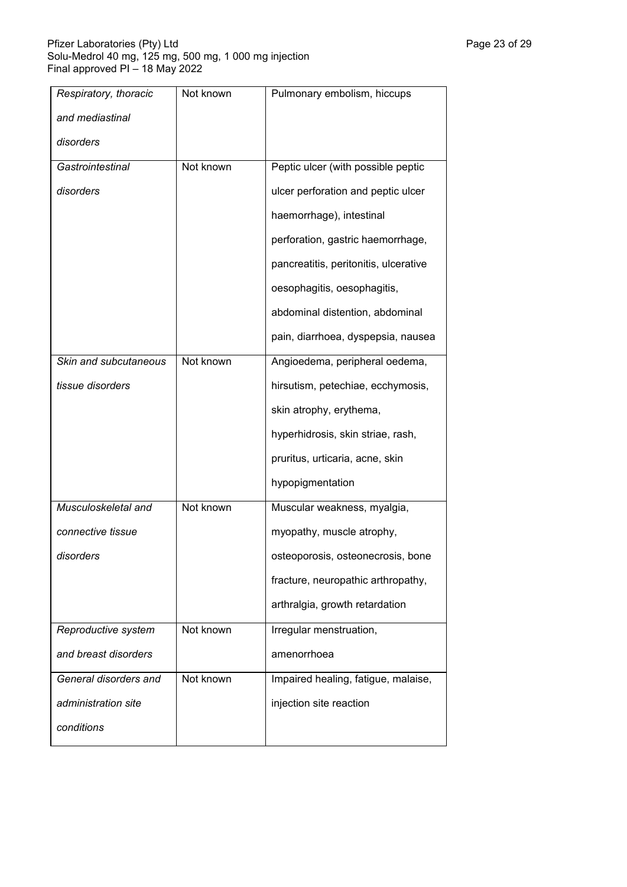| *Respiratory, thoracic and mediastinal disorders* | Not known | Pulmonary embolism, hiccups |
|---|---|---|
| *Gastrointestinal disorders* | Not known | Peptic ulcer (with possible peptic ulcer perforation and peptic ulcer haemorrhage), intestinal perforation, gastric haemorrhage, pancreatitis, peritonitis, ulcerative oesophagitis, oesophagitis, abdominal distention, abdominal pain, diarrhoea, dyspepsia, nausea |
| *Skin and subcutaneous tissue disorders* | Not known | Angioedema, peripheral oedema, hirsutism, petechiae, ecchymosis, skin atrophy, erythema, hyperhidrosis, skin striae, rash, pruritus, urticaria, acne, skin hypopigmentation |
| *Musculoskeletal and connective tissue disorders* | Not known | Muscular weakness, myalgia, myopathy, muscle atrophy, osteoporosis, osteonecrosis, bone fracture, neuropathic arthropathy, arthralgia, growth retardation |
| *Reproductive system and breast disorders* | Not known | Irregular menstruation, amenorrhoea |
| *General disorders and administration site conditions* | Not known | Impaired healing, fatigue, malaise, injection site reaction |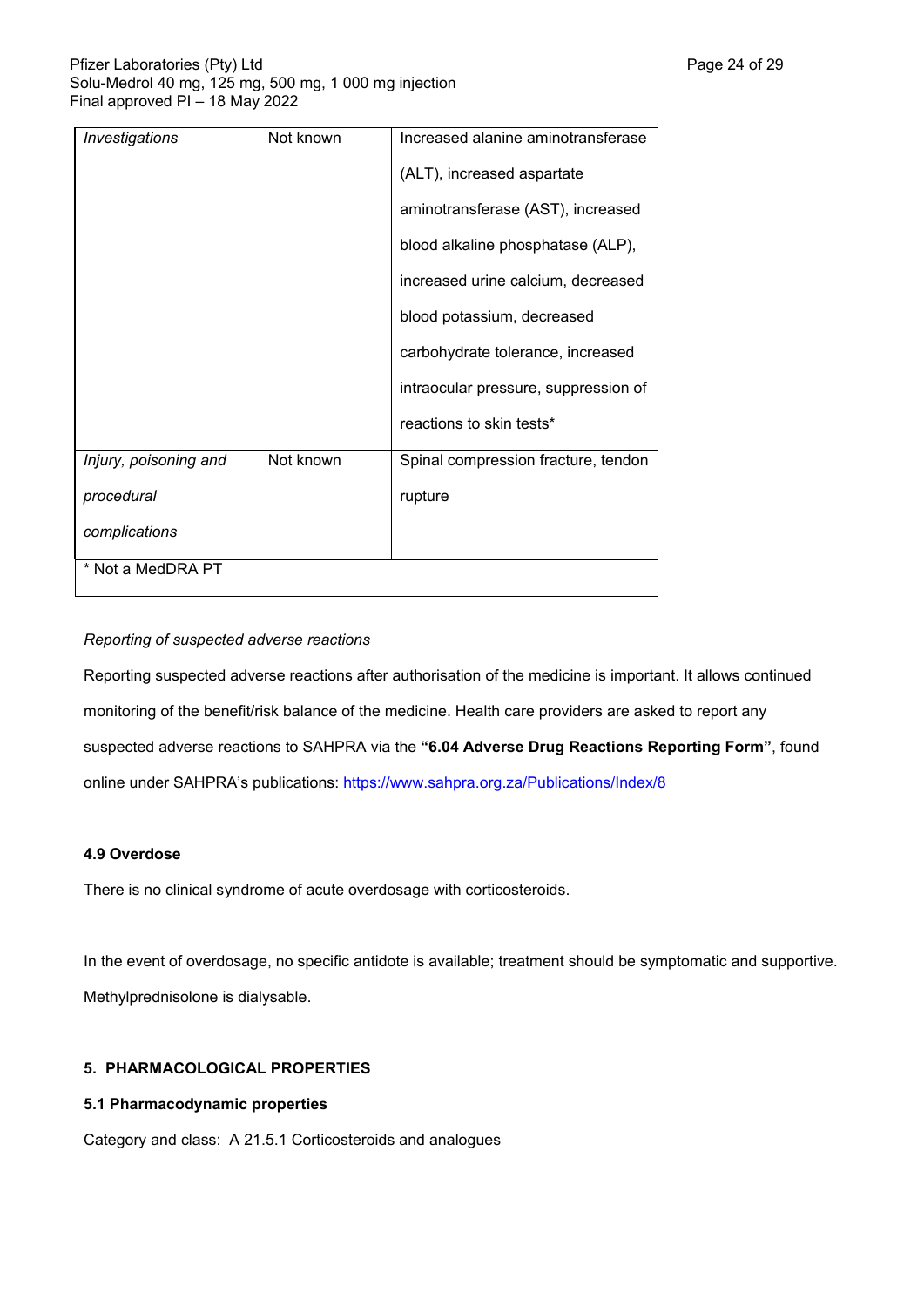| *Investigations* | Not known | Increased alanine aminotransferase (ALT), increased aspartate aminotransferase (AST), increased blood alkaline phosphatase (ALP), increased urine calcium, decreased blood potassium, decreased carbohydrate tolerance, increased intraocular pressure, suppression of reactions to skin tests* |
|---|---|---|
| *Injury, poisoning and procedural complications* | Not known | Spinal compression fracture, tendon rupture |
| * Not a MedDRA PT | | |

*Reporting of suspected adverse reactions*

Reporting suspected adverse reactions after authorisation of the medicine is important. It allows continued monitoring of the benefit/risk balance of the medicine. Health care providers are asked to report any suspected adverse reactions to SAHPRA via the **"6.04 Adverse Drug Reactions Reporting Form"**, found online under SAHPRA's publications: https://www.sahpra.org.za/Publications/Index/8

**4.9 Overdose**

There is no clinical syndrome of acute overdosage with corticosteroids.

In the event of overdosage, no specific antidote is available; treatment should be symptomatic and supportive. Methylprednisolone is dialysable.

**5. PHARMACOLOGICAL PROPERTIES**

**5.1 Pharmacodynamic properties**

Category and class: A 21.5.1 Corticosteroids and analogues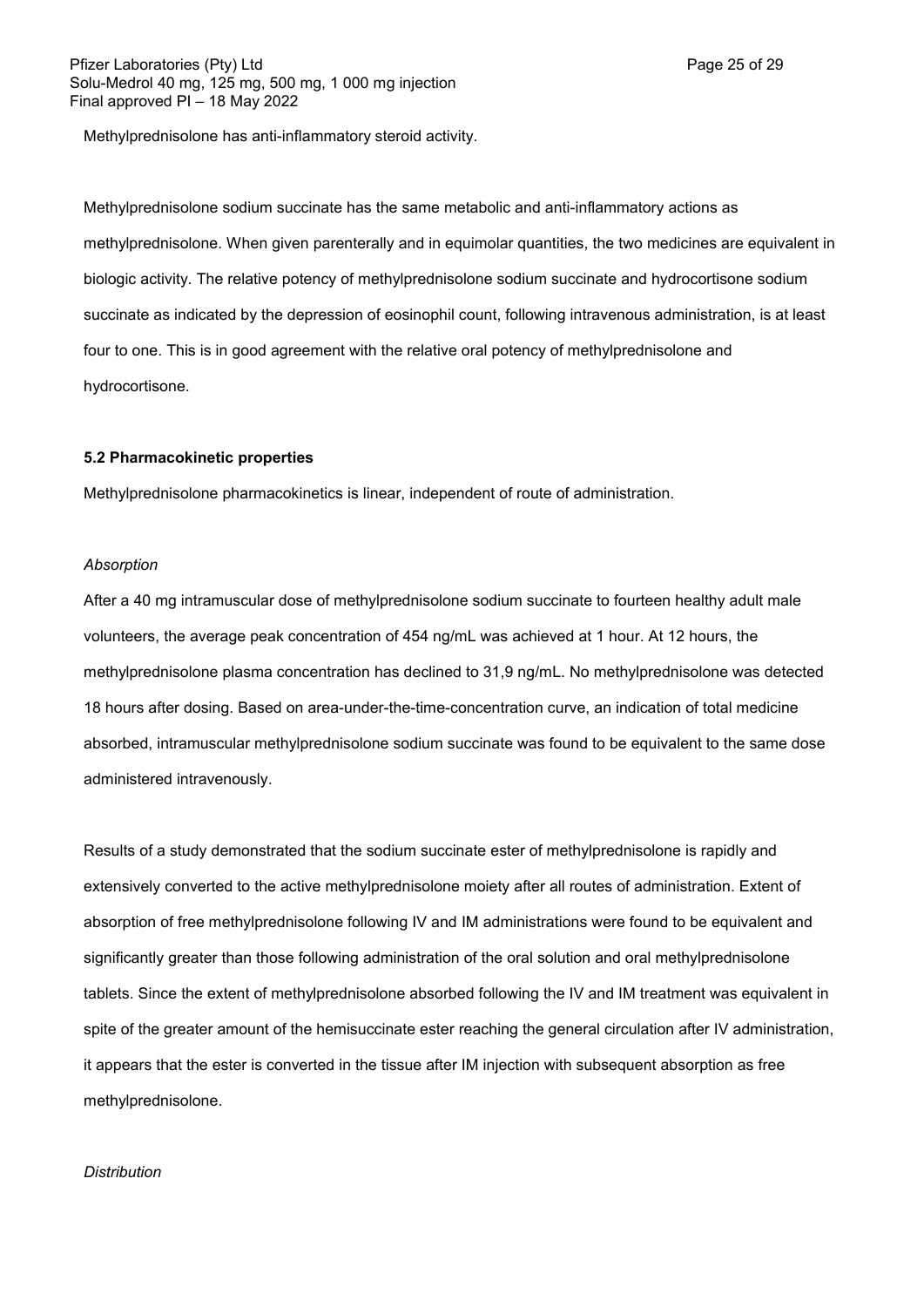Methylprednisolone has anti-inflammatory steroid activity.

Methylprednisolone sodium succinate has the same metabolic and anti-inflammatory actions as methylprednisolone. When given parenterally and in equimolar quantities, the two medicines are equivalent in biologic activity. The relative potency of methylprednisolone sodium succinate and hydrocortisone sodium succinate as indicated by the depression of eosinophil count, following intravenous administration, is at least four to one. This is in good agreement with the relative oral potency of methylprednisolone and hydrocortisone.

**5.2 Pharmacokinetic properties**

Methylprednisolone pharmacokinetics is linear, independent of route of administration.

*Absorption*

After a 40 mg intramuscular dose of methylprednisolone sodium succinate to fourteen healthy adult male volunteers, the average peak concentration of 454 ng/mL was achieved at 1 hour. At 12 hours, the methylprednisolone plasma concentration has declined to 31,9 ng/mL. No methylprednisolone was detected 18 hours after dosing. Based on area-under-the-time-concentration curve, an indication of total medicine absorbed, intramuscular methylprednisolone sodium succinate was found to be equivalent to the same dose administered intravenously.

Results of a study demonstrated that the sodium succinate ester of methylprednisolone is rapidly and extensively converted to the active methylprednisolone moiety after all routes of administration. Extent of absorption of free methylprednisolone following IV and IM administrations were found to be equivalent and significantly greater than those following administration of the oral solution and oral methylprednisolone tablets. Since the extent of methylprednisolone absorbed following the IV and IM treatment was equivalent in spite of the greater amount of the hemisuccinate ester reaching the general circulation after IV administration, it appears that the ester is converted in the tissue after IM injection with subsequent absorption as free methylprednisolone.

*Distribution*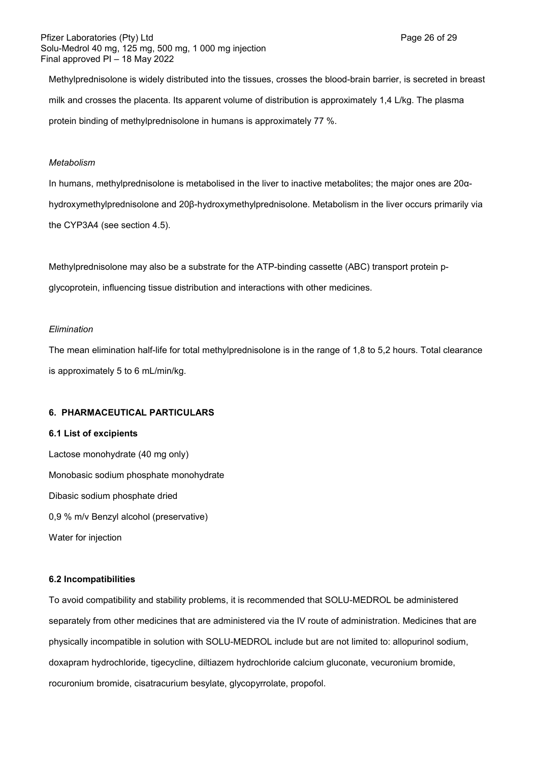Methylprednisolone is widely distributed into the tissues, crosses the blood-brain barrier, is secreted in breast milk and crosses the placenta. Its apparent volume of distribution is approximately 1,4 L/kg. The plasma protein binding of methylprednisolone in humans is approximately 77 %.

*Metabolism*

In humans, methylprednisolone is metabolised in the liver to inactive metabolites; the major ones are 20α-hydroxymethylprednisolone and 20β-hydroxymethylprednisolone. Metabolism in the liver occurs primarily via the CYP3A4 (see section 4.5).

Methylprednisolone may also be a substrate for the ATP-binding cassette (ABC) transport protein p-glycoprotein, influencing tissue distribution and interactions with other medicines.

*Elimination*

The mean elimination half-life for total methylprednisolone is in the range of 1,8 to 5,2 hours. Total clearance is approximately 5 to 6 mL/min/kg.

## 6. PHARMACEUTICAL PARTICULARS

### 6.1 List of excipients

Lactose monohydrate (40 mg only)

Monobasic sodium phosphate monohydrate

Dibasic sodium phosphate dried

0,9 % m/v Benzyl alcohol (preservative)

Water for injection

### 6.2 Incompatibilities

To avoid compatibility and stability problems, it is recommended that SOLU-MEDROL be administered separately from other medicines that are administered via the IV route of administration. Medicines that are physically incompatible in solution with SOLU-MEDROL include but are not limited to: allopurinol sodium, doxapram hydrochloride, tigecycline, diltiazem hydrochloride calcium gluconate, vecuronium bromide, rocuronium bromide, cisatracurium besylate, glycopyrrolate, propofol.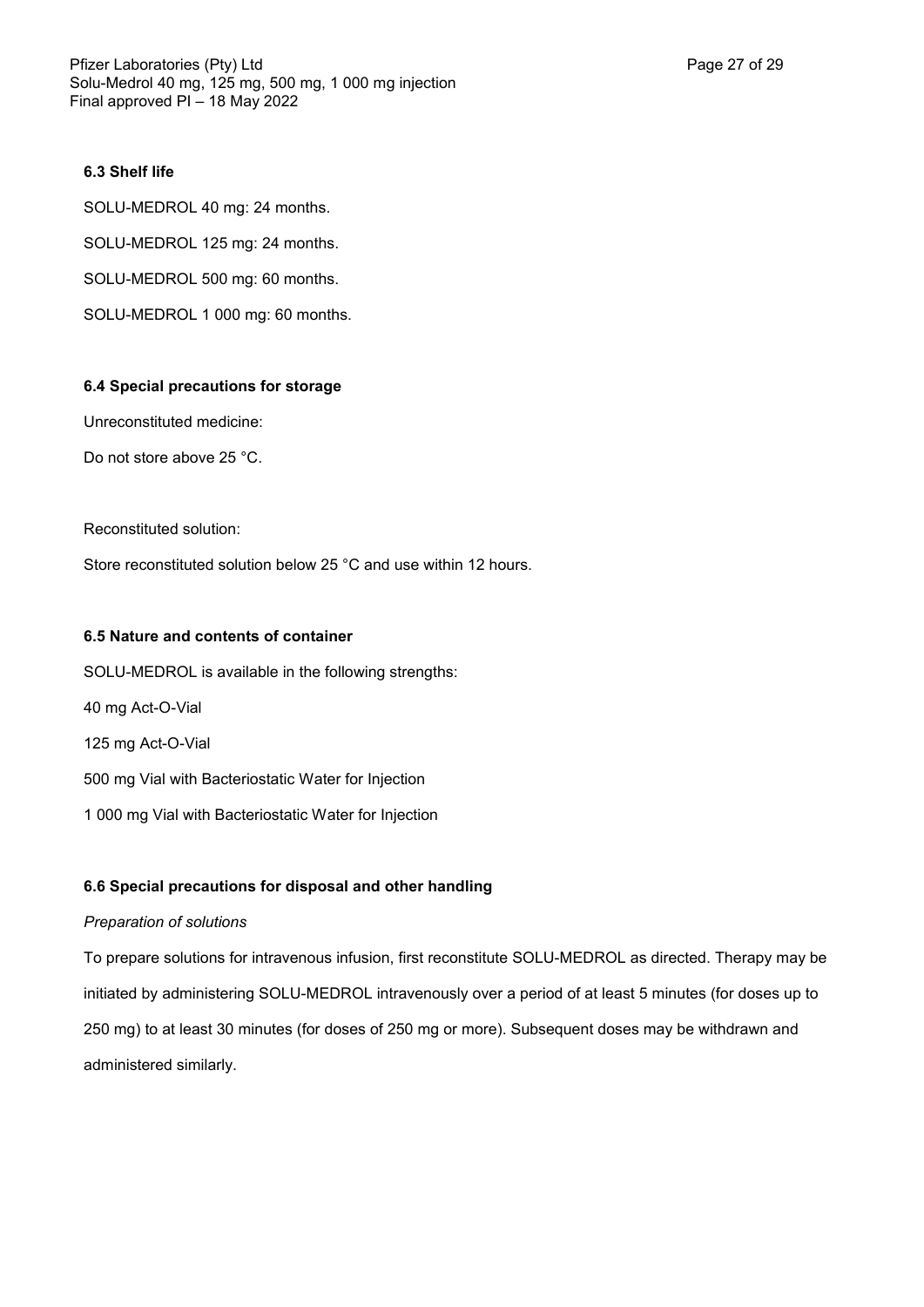### 6.3 Shelf life

SOLU-MEDROL 40 mg: 24 months.

SOLU-MEDROL 125 mg: 24 months.

SOLU-MEDROL 500 mg: 60 months.

SOLU-MEDROL 1 000 mg: 60 months.

### 6.4 Special precautions for storage

Unreconstituted medicine:

Do not store above 25 °C.

Reconstituted solution:

Store reconstituted solution below 25 °C and use within 12 hours.

### 6.5 Nature and contents of container

SOLU-MEDROL is available in the following strengths:

40 mg Act-O-Vial

125 mg Act-O-Vial

500 mg Vial with Bacteriostatic Water for Injection

1 000 mg Vial with Bacteriostatic Water for Injection

### 6.6 Special precautions for disposal and other handling

*Preparation of solutions*

To prepare solutions for intravenous infusion, first reconstitute SOLU-MEDROL as directed. Therapy may be initiated by administering SOLU-MEDROL intravenously over a period of at least 5 minutes (for doses up to 250 mg) to at least 30 minutes (for doses of 250 mg or more). Subsequent doses may be withdrawn and administered similarly.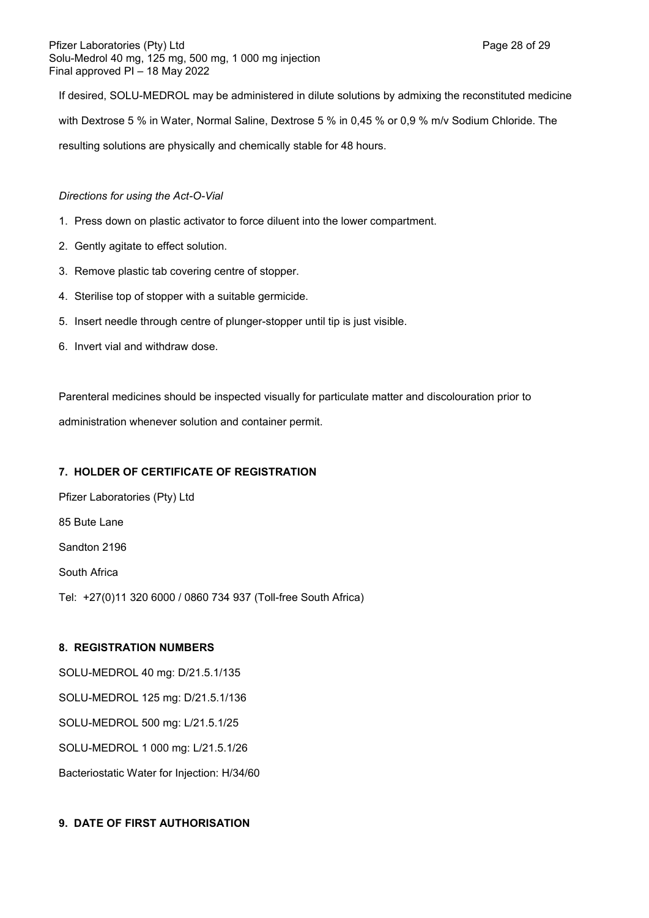If desired, SOLU-MEDROL may be administered in dilute solutions by admixing the reconstituted medicine with Dextrose 5 % in Water, Normal Saline, Dextrose 5 % in 0,45 % or 0,9 % m/v Sodium Chloride. The resulting solutions are physically and chemically stable for 48 hours.

*Directions for using the Act-O-Vial*

1. Press down on plastic activator to force diluent into the lower compartment.
2. Gently agitate to effect solution.
3. Remove plastic tab covering centre of stopper.
4. Sterilise top of stopper with a suitable germicide.
5. Insert needle through centre of plunger-stopper until tip is just visible.
6. Invert vial and withdraw dose.

Parenteral medicines should be inspected visually for particulate matter and discolouration prior to administration whenever solution and container permit.

## 7. HOLDER OF CERTIFICATE OF REGISTRATION

Pfizer Laboratories (Pty) Ltd

85 Bute Lane

Sandton 2196

South Africa

Tel: +27(0)11 320 6000 / 0860 734 937 (Toll-free South Africa)

## 8. REGISTRATION NUMBERS

SOLU-MEDROL 40 mg: D/21.5.1/135

SOLU-MEDROL 125 mg: D/21.5.1/136

SOLU-MEDROL 500 mg: L/21.5.1/25

SOLU-MEDROL 1 000 mg: L/21.5.1/26

Bacteriostatic Water for Injection: H/34/60

## 9. DATE OF FIRST AUTHORISATION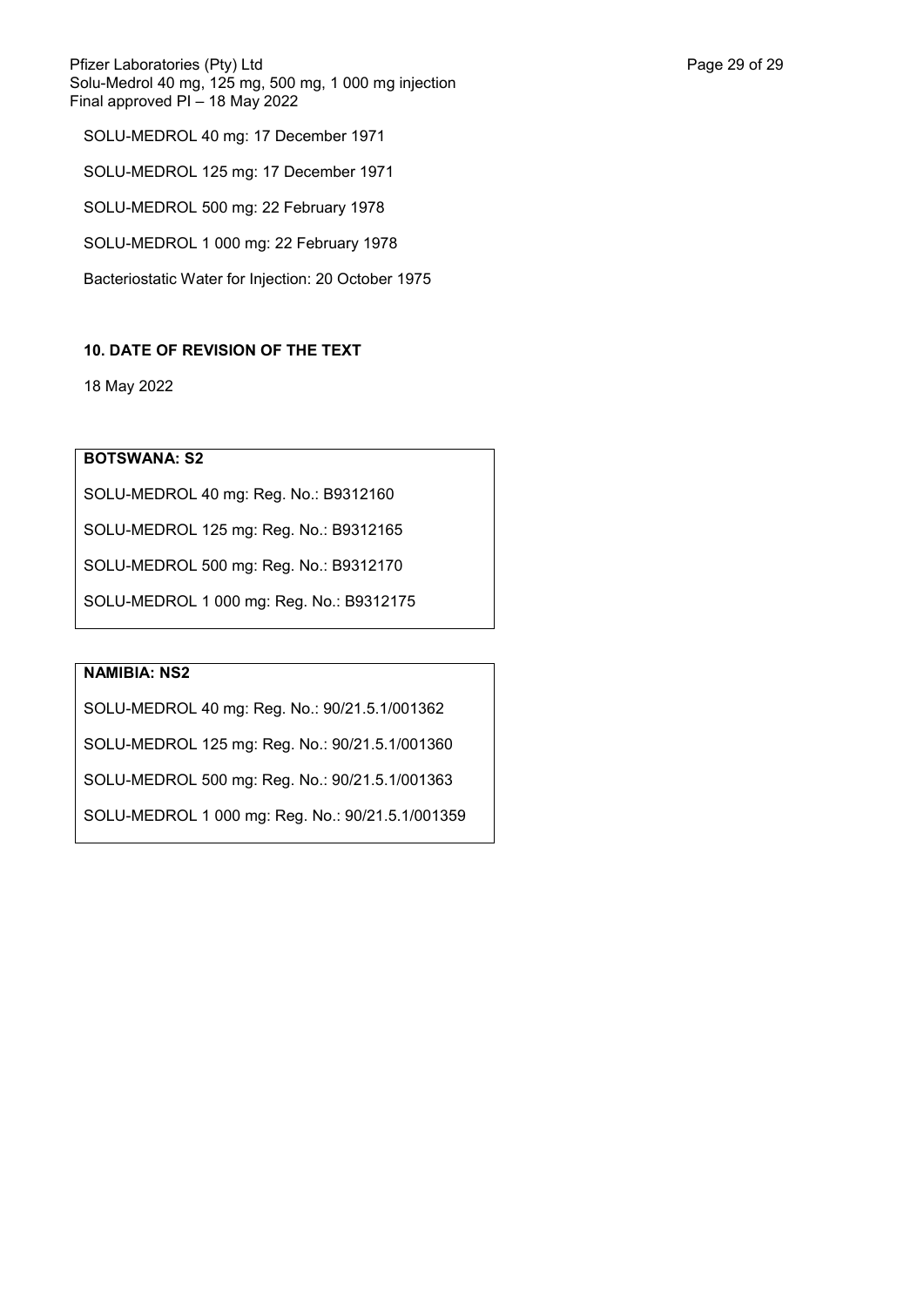SOLU-MEDROL 40 mg: 17 December 1971

SOLU-MEDROL 125 mg: 17 December 1971

SOLU-MEDROL 500 mg: 22 February 1978

SOLU-MEDROL 1 000 mg: 22 February 1978

Bacteriostatic Water for Injection: 20 October 1975

**10. DATE OF REVISION OF THE TEXT**

18 May 2022

**BOTSWANA: S2**

SOLU-MEDROL 40 mg: Reg. No.: B9312160

SOLU-MEDROL 125 mg: Reg. No.: B9312165

SOLU-MEDROL 500 mg: Reg. No.: B9312170

SOLU-MEDROL 1 000 mg: Reg. No.: B9312175

**NAMIBIA: NS2**

SOLU-MEDROL 40 mg: Reg. No.: 90/21.5.1/001362

SOLU-MEDROL 125 mg: Reg. No.: 90/21.5.1/001360

SOLU-MEDROL 500 mg: Reg. No.: 90/21.5.1/001363

SOLU-MEDROL 1 000 mg: Reg. No.: 90/21.5.1/001359